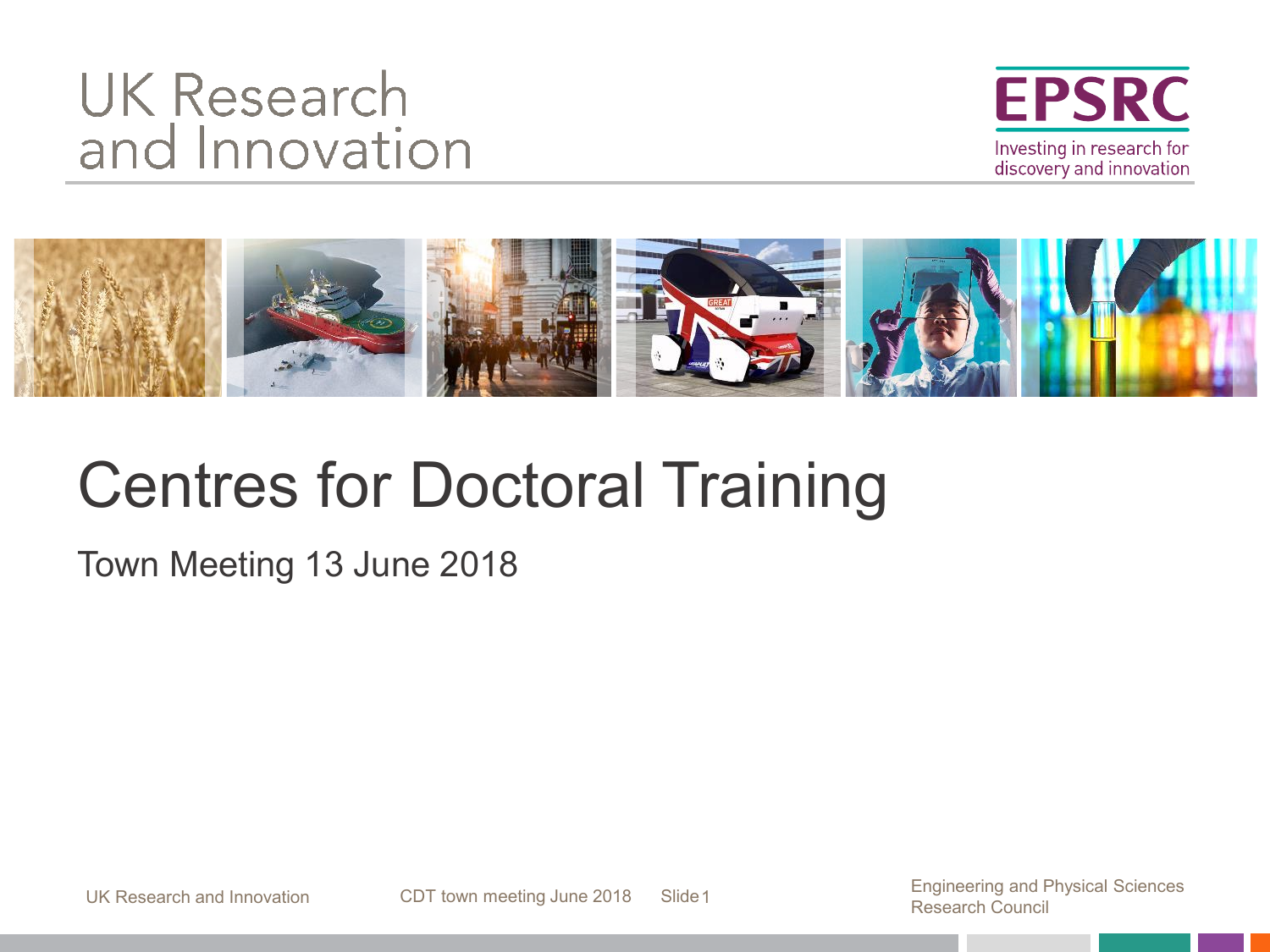UK Research and Innovation

EPSRC

Investing in research for discovery and innovation

# Centres for Doctoral Training

Town Meeting 13 June 2018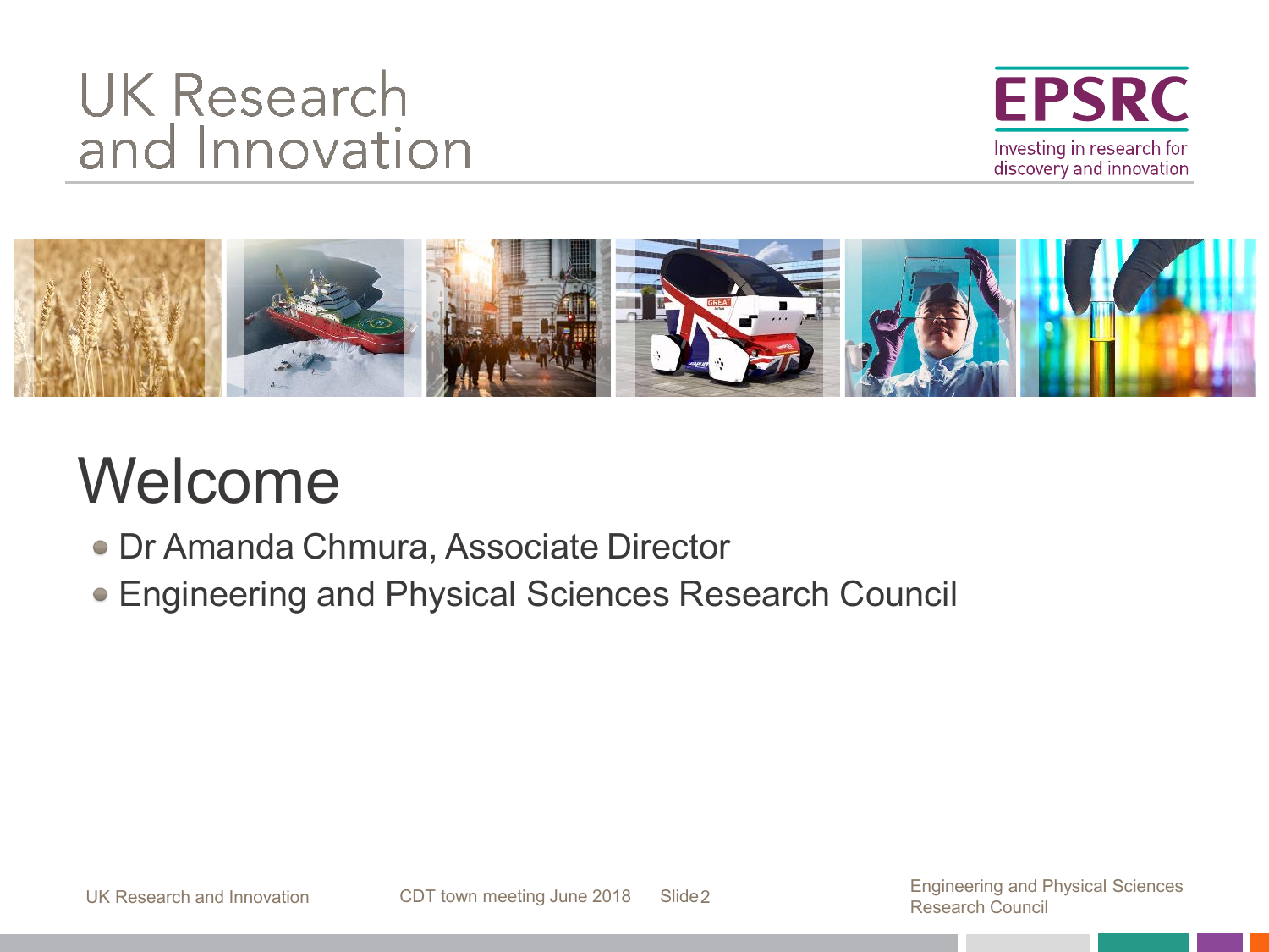# Welcome

- Dr Amanda Chmura, Associate Director
- Engineering and Physical Sciences Research Council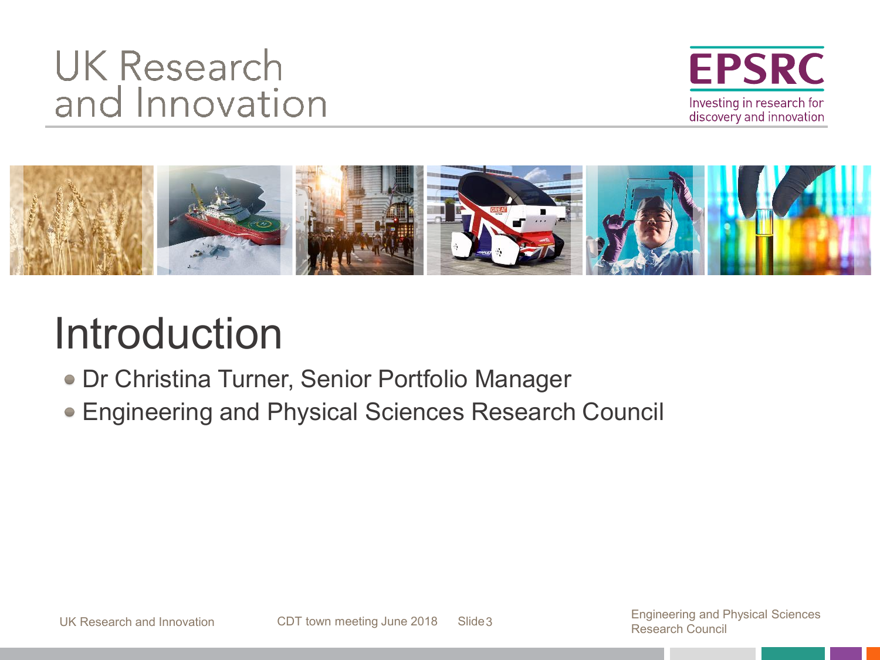# Introduction

- Dr Christina Turner, Senior Portfolio Manager
- Engineering and Physical Sciences Research Council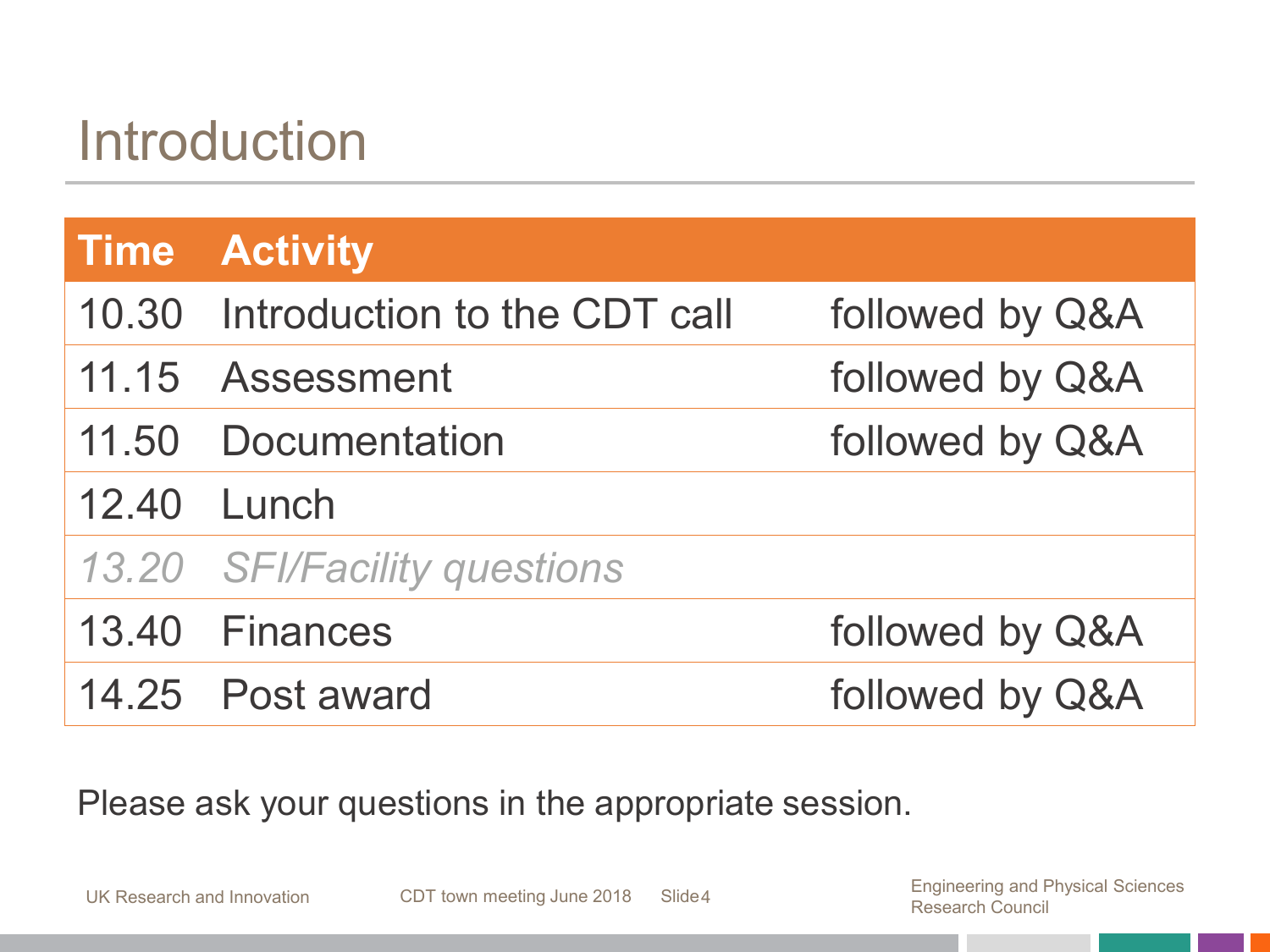# Introduction

| Time | Activity | |
|---|---|---|
| 10.30 | Introduction to the CDT call | followed by Q&A |
| 11.15 | Assessment | followed by Q&A |
| 11.50 | Documentation | followed by Q&A |
| 12.40 | Lunch | |
| *13.20* | *SFI/Facility questions* | |
| 13.40 | Finances | followed by Q&A |
| 14.25 | Post award | followed by Q&A |

Please ask your questions in the appropriate session.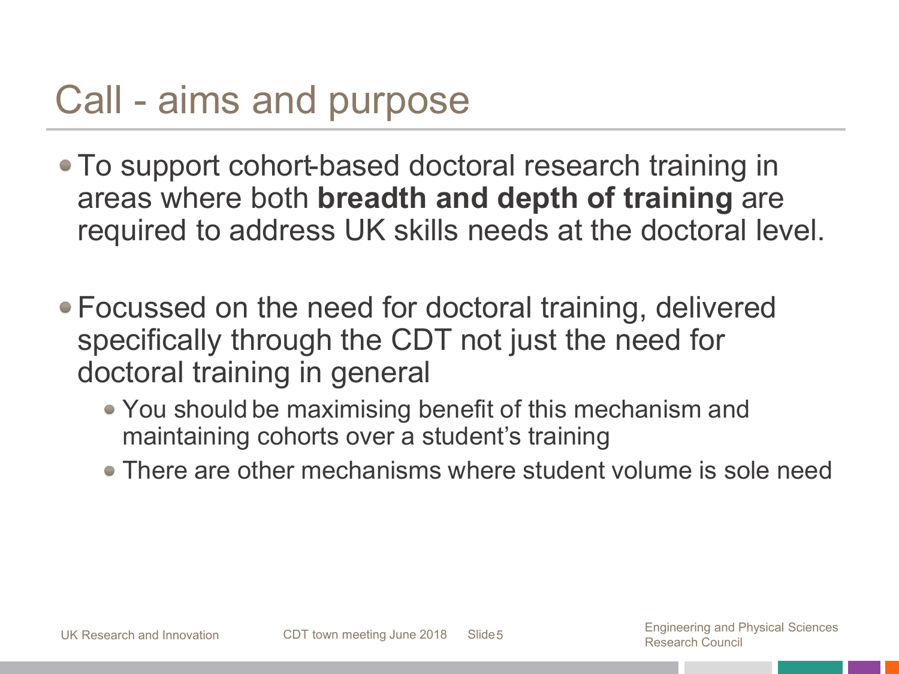# Call - aims and purpose

- To support cohort-based doctoral research training in areas where both **breadth and depth of training** are required to address UK skills needs at the doctoral level.
- Focussed on the need for doctoral training, delivered specifically through the CDT not just the need for doctoral training in general
  - You should be maximising benefit of this mechanism and maintaining cohorts over a student's training
  - There are other mechanisms where student volume is sole need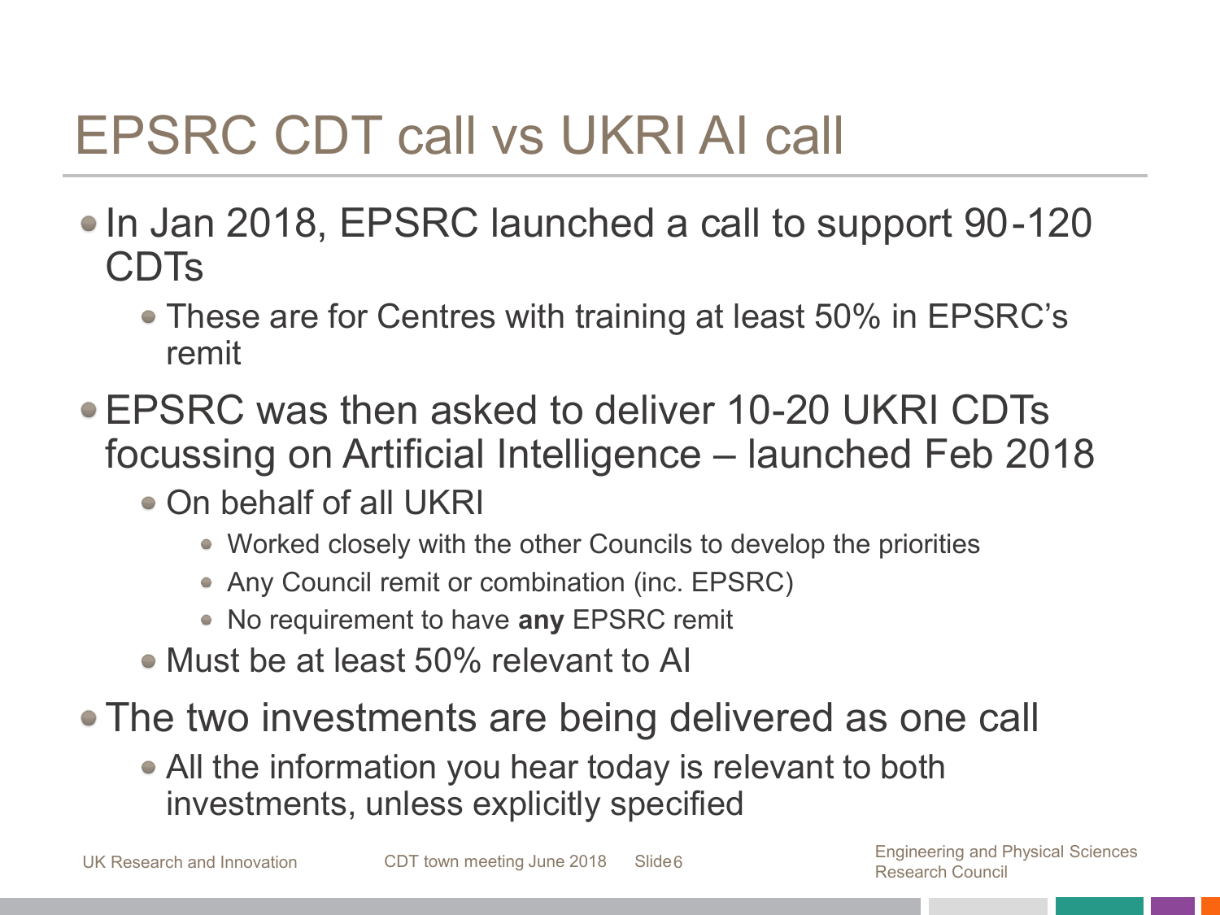# EPSRC CDT call vs UKRI AI call

- In Jan 2018, EPSRC launched a call to support 90-120 CDTs
  - These are for Centres with training at least 50% in EPSRC's remit
- EPSRC was then asked to deliver 10-20 UKRI CDTs focussing on Artificial Intelligence – launched Feb 2018
  - On behalf of all UKRI
    - Worked closely with the other Councils to develop the priorities
    - Any Council remit or combination (inc. EPSRC)
    - No requirement to have **any** EPSRC remit
  - Must be at least 50% relevant to AI
- The two investments are being delivered as one call
  - All the information you hear today is relevant to both investments, unless explicitly specified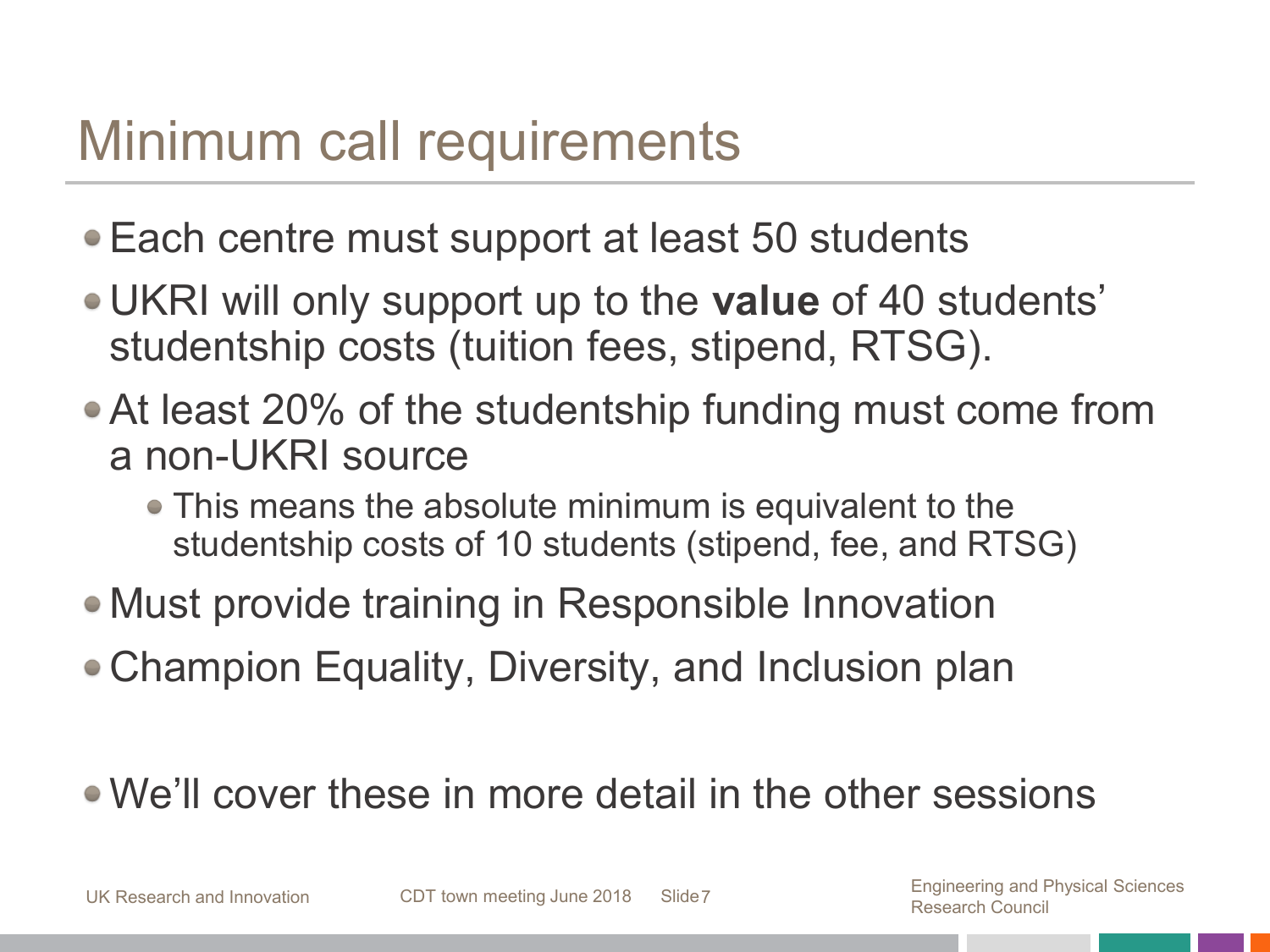# Minimum call requirements

- Each centre must support at least 50 students
- UKRI will only support up to the **value** of 40 students' studentship costs (tuition fees, stipend, RTSG).
- At least 20% of the studentship funding must come from a non-UKRI source
  - This means the absolute minimum is equivalent to the studentship costs of 10 students (stipend, fee, and RTSG)
- Must provide training in Responsible Innovation
- Champion Equality, Diversity, and Inclusion plan

- We'll cover these in more detail in the other sessions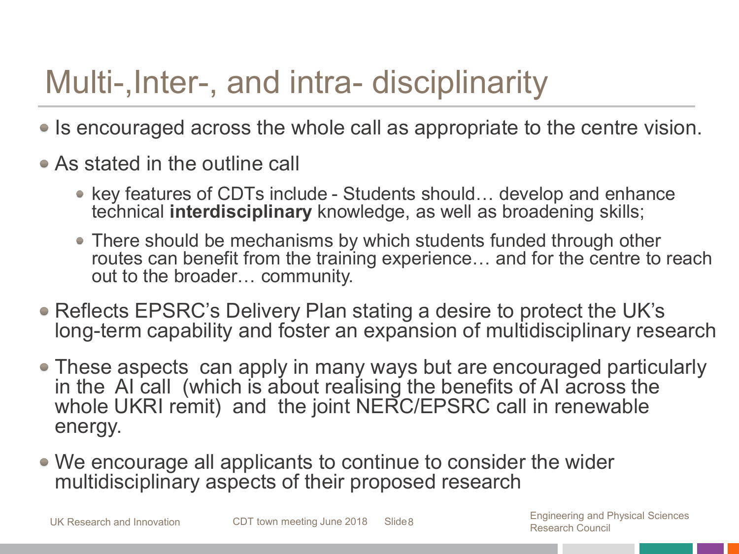# Multi-,Inter-, and intra- disciplinarity

- Is encouraged across the whole call as appropriate to the centre vision.
- As stated in the outline call
  - key features of CDTs include - Students should… develop and enhance technical **interdisciplinary** knowledge, as well as broadening skills;
  - There should be mechanisms by which students funded through other routes can benefit from the training experience… and for the centre to reach out to the broader… community.
- Reflects EPSRC's Delivery Plan stating a desire to protect the UK's long-term capability and foster an expansion of multidisciplinary research
- These aspects can apply in many ways but are encouraged particularly in the AI call (which is about realising the benefits of AI across the whole UKRI remit) and the joint NERC/EPSRC call in renewable energy.
- We encourage all applicants to continue to consider the wider multidisciplinary aspects of their proposed research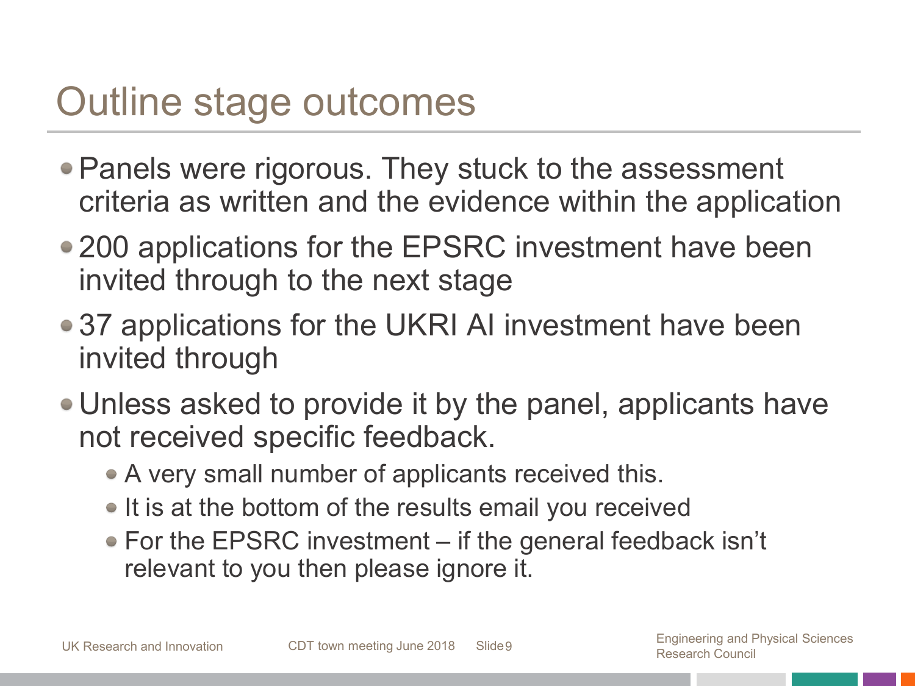# Outline stage outcomes

- Panels were rigorous. They stuck to the assessment criteria as written and the evidence within the application
- 200 applications for the EPSRC investment have been invited through to the next stage
- 37 applications for the UKRI AI investment have been invited through
- Unless asked to provide it by the panel, applicants have not received specific feedback.
  - A very small number of applicants received this.
  - It is at the bottom of the results email you received
  - For the EPSRC investment – if the general feedback isn't relevant to you then please ignore it.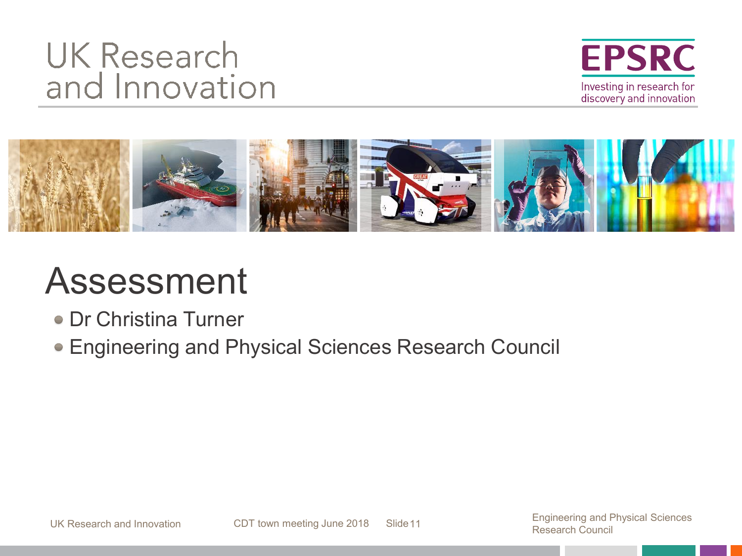# Assessment

- Dr Christina Turner
- Engineering and Physical Sciences Research Council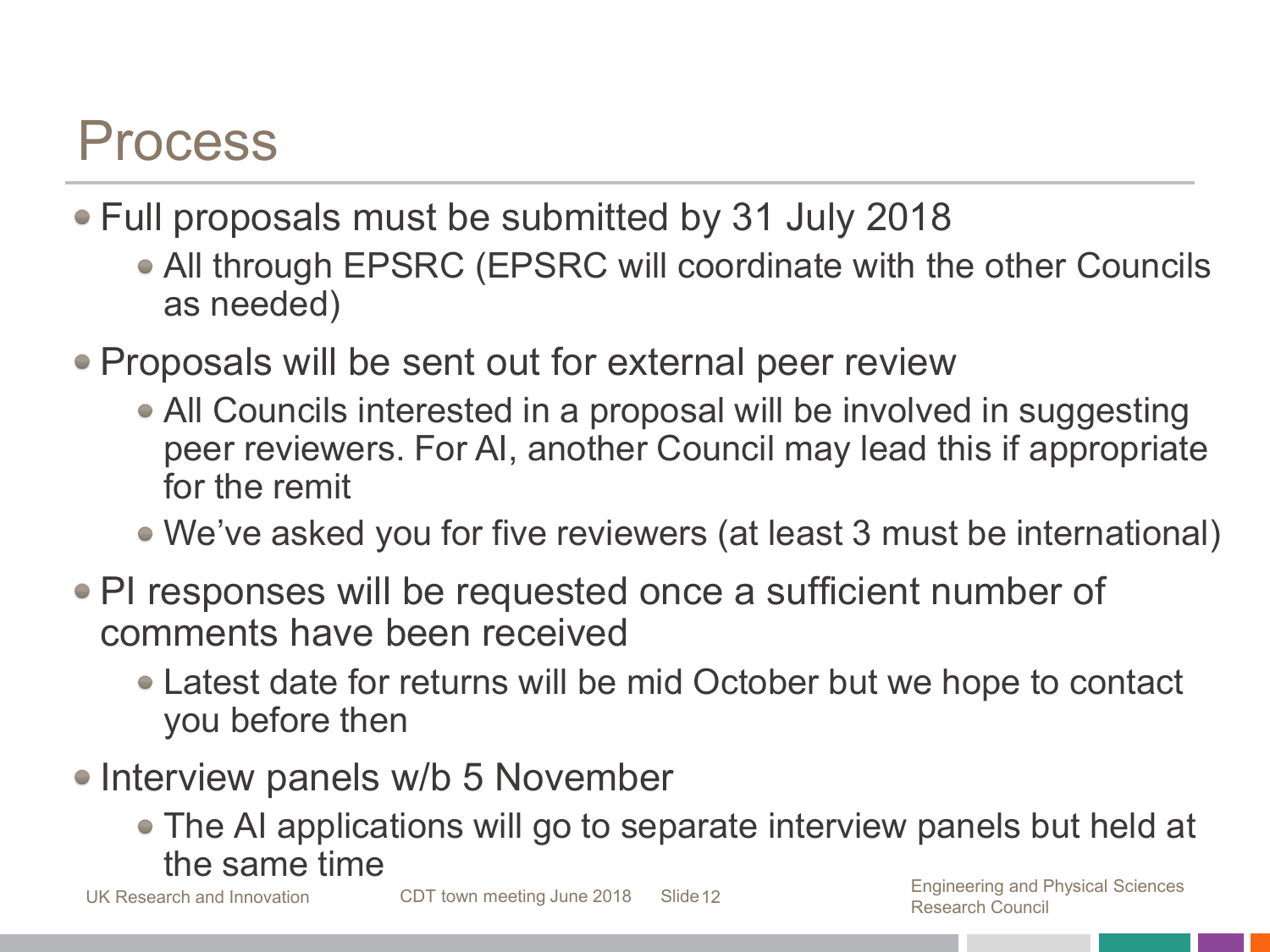# Process

- Full proposals must be submitted by 31 July 2018
  - All through EPSRC (EPSRC will coordinate with the other Councils as needed)
- Proposals will be sent out for external peer review
  - All Councils interested in a proposal will be involved in suggesting peer reviewers. For AI, another Council may lead this if appropriate for the remit
  - We've asked you for five reviewers (at least 3 must be international)
- PI responses will be requested once a sufficient number of comments have been received
  - Latest date for returns will be mid October but we hope to contact you before then
- Interview panels w/b 5 November
  - The AI applications will go to separate interview panels but held at the same time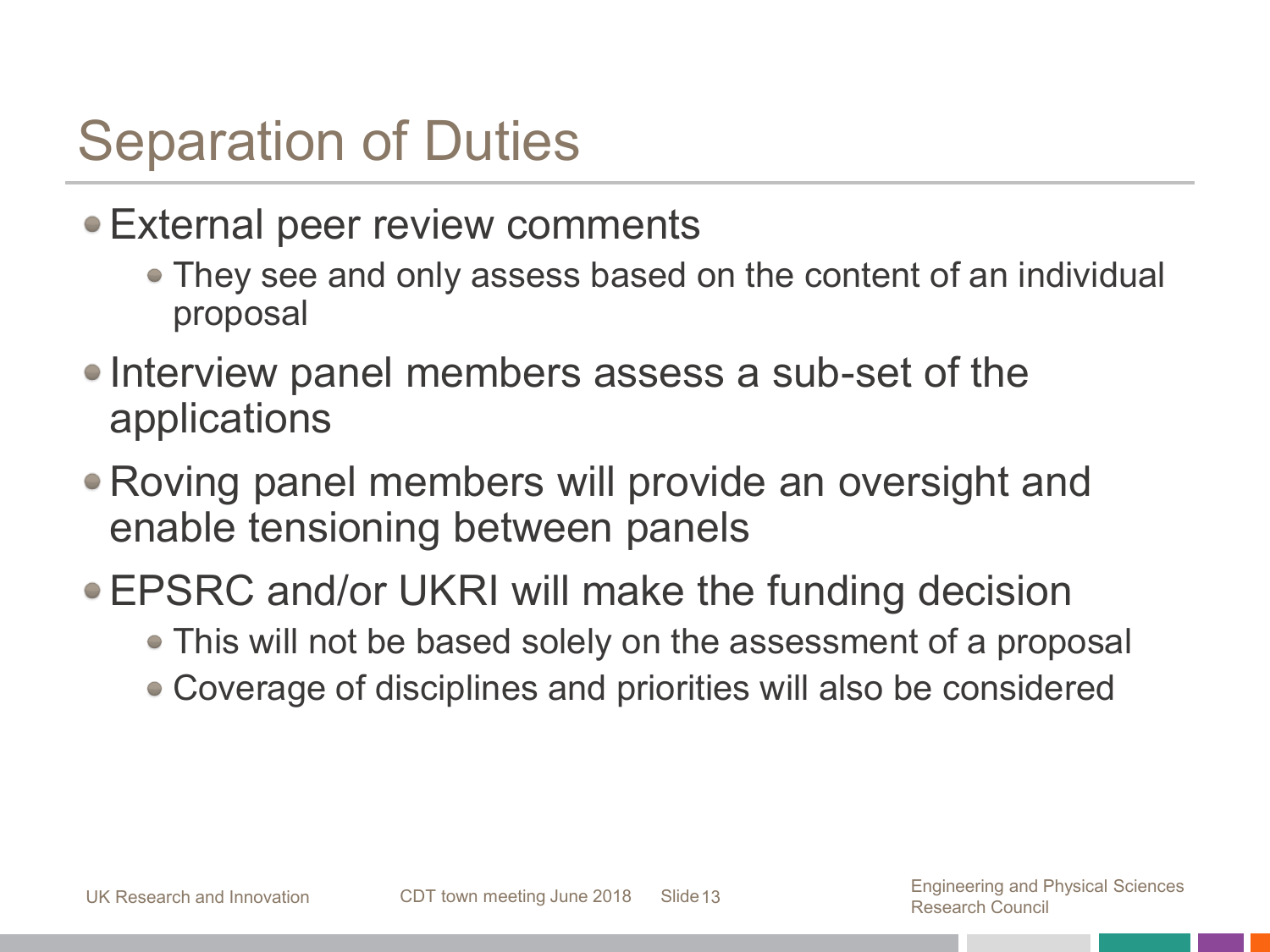# Separation of Duties

- External peer review comments
  - They see and only assess based on the content of an individual proposal
- Interview panel members assess a sub-set of the applications
- Roving panel members will provide an oversight and enable tensioning between panels
- EPSRC and/or UKRI will make the funding decision
  - This will not be based solely on the assessment of a proposal
  - Coverage of disciplines and priorities will also be considered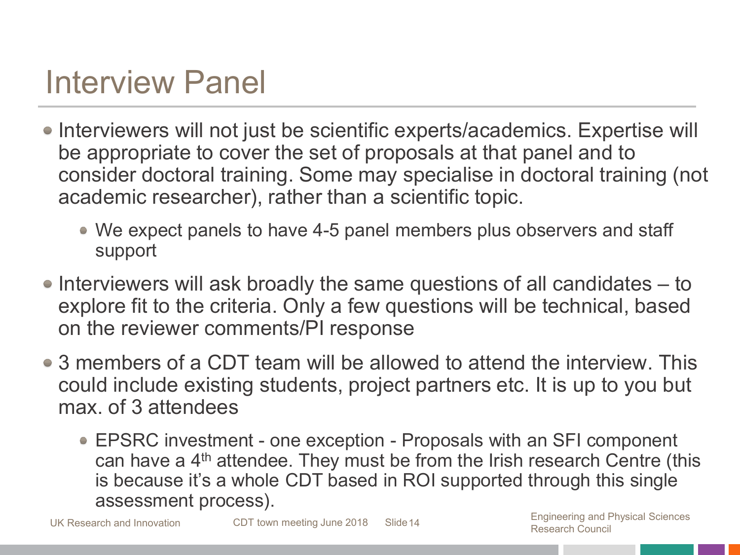# Interview Panel

- Interviewers will not just be scientific experts/academics. Expertise will be appropriate to cover the set of proposals at that panel and to consider doctoral training. Some may specialise in doctoral training (not academic researcher), rather than a scientific topic.
  - We expect panels to have 4-5 panel members plus observers and staff support
- Interviewers will ask broadly the same questions of all candidates – to explore fit to the criteria. Only a few questions will be technical, based on the reviewer comments/PI response
- 3 members of a CDT team will be allowed to attend the interview. This could include existing students, project partners etc. It is up to you but max. of 3 attendees
  - EPSRC investment - one exception - Proposals with an SFI component can have a 4th attendee. They must be from the Irish research Centre (this is because it's a whole CDT based in ROI supported through this single assessment process).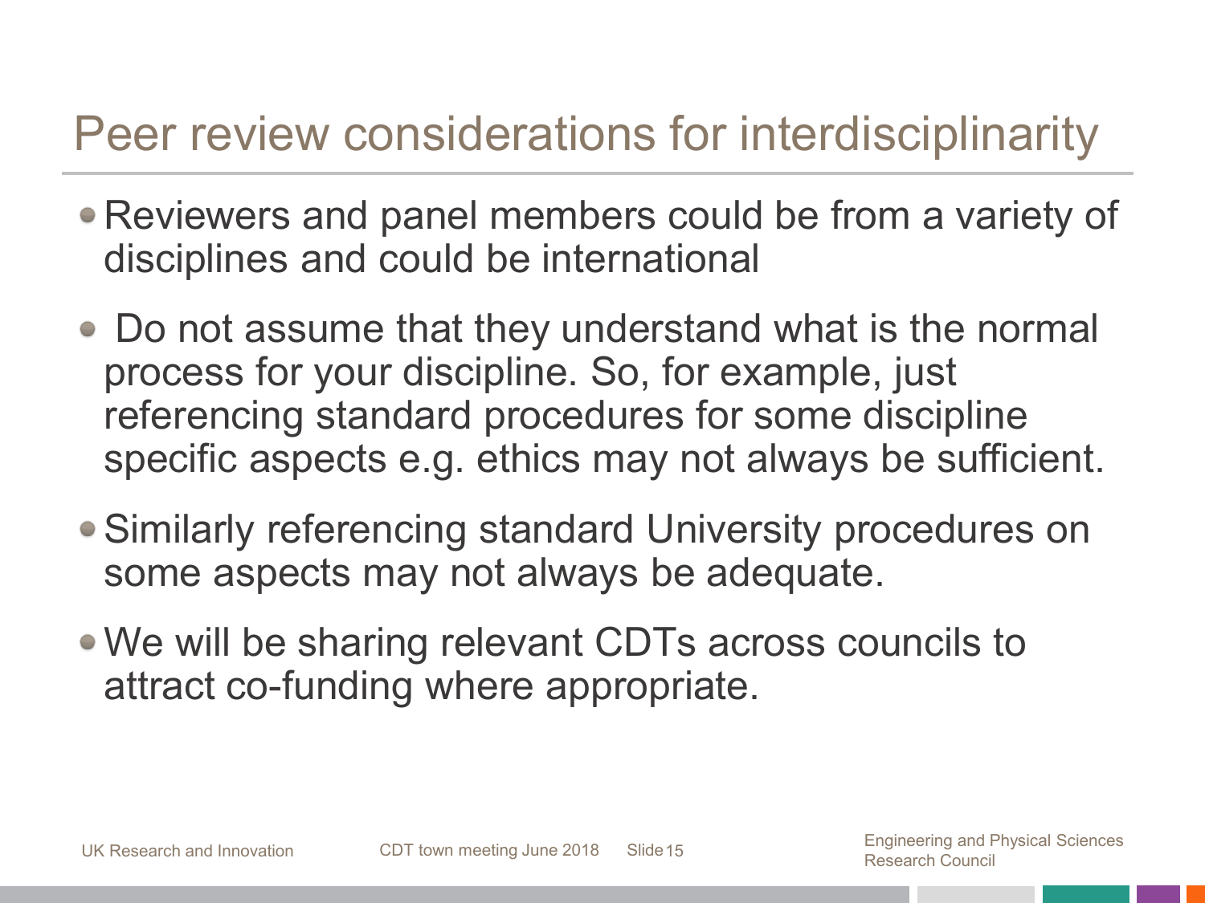# Peer review considerations for interdisciplinarity

- Reviewers and panel members could be from a variety of disciplines and could be international
- Do not assume that they understand what is the normal process for your discipline. So, for example, just referencing standard procedures for some discipline specific aspects e.g. ethics may not always be sufficient.
- Similarly referencing standard University procedures on some aspects may not always be adequate.
- We will be sharing relevant CDTs across councils to attract co-funding where appropriate.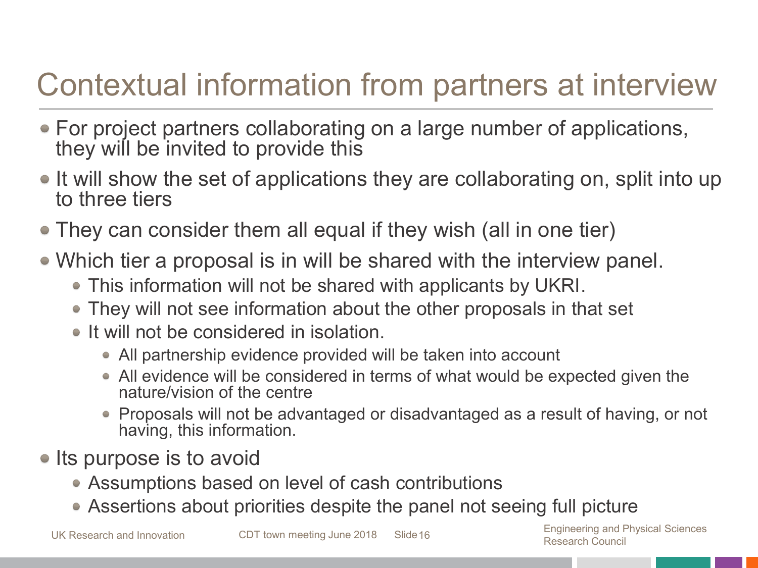# Contextual information from partners at interview

- For project partners collaborating on a large number of applications, they will be invited to provide this
- It will show the set of applications they are collaborating on, split into up to three tiers
- They can consider them all equal if they wish (all in one tier)
- Which tier a proposal is in will be shared with the interview panel.
  - This information will not be shared with applicants by UKRI.
  - They will not see information about the other proposals in that set
  - It will not be considered in isolation.
    - All partnership evidence provided will be taken into account
    - All evidence will be considered in terms of what would be expected given the nature/vision of the centre
    - Proposals will not be advantaged or disadvantaged as a result of having, or not having, this information.
- Its purpose is to avoid
  - Assumptions based on level of cash contributions
  - Assertions about priorities despite the panel not seeing full picture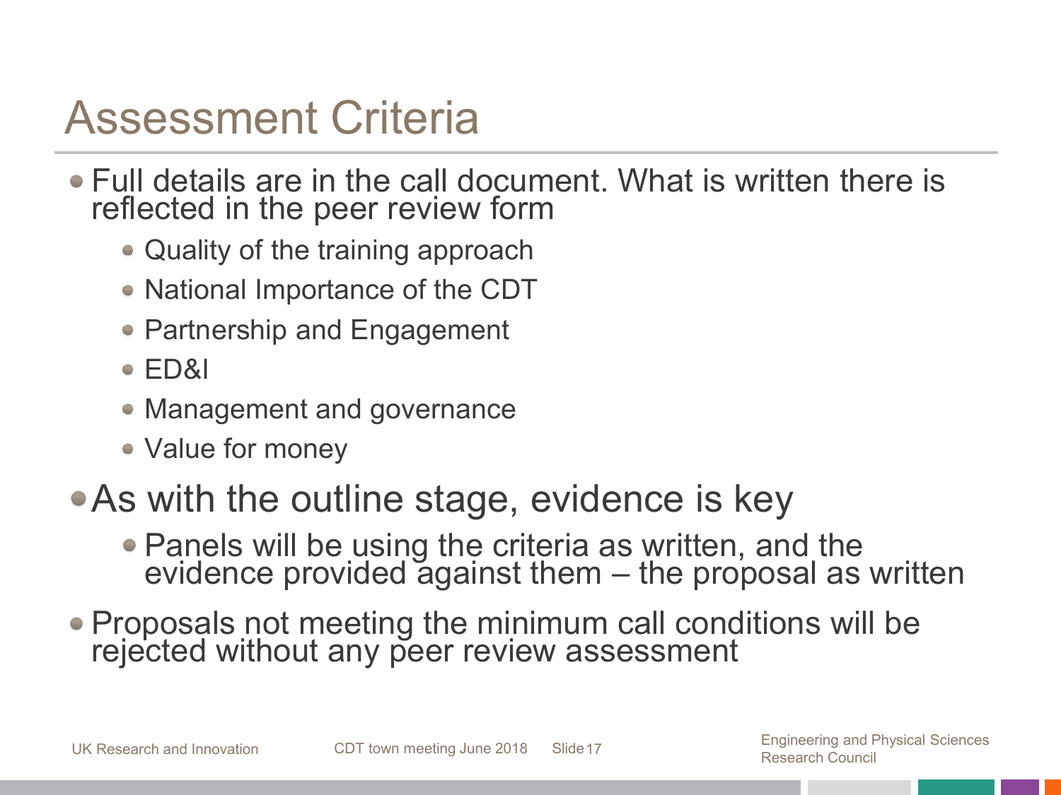# Assessment Criteria

- Full details are in the call document. What is written there is reflected in the peer review form
  - Quality of the training approach
  - National Importance of the CDT
  - Partnership and Engagement
  - ED&I
  - Management and governance
  - Value for money
- As with the outline stage, evidence is key
  - Panels will be using the criteria as written, and the evidence provided against them – the proposal as written
- Proposals not meeting the minimum call conditions will be rejected without any peer review assessment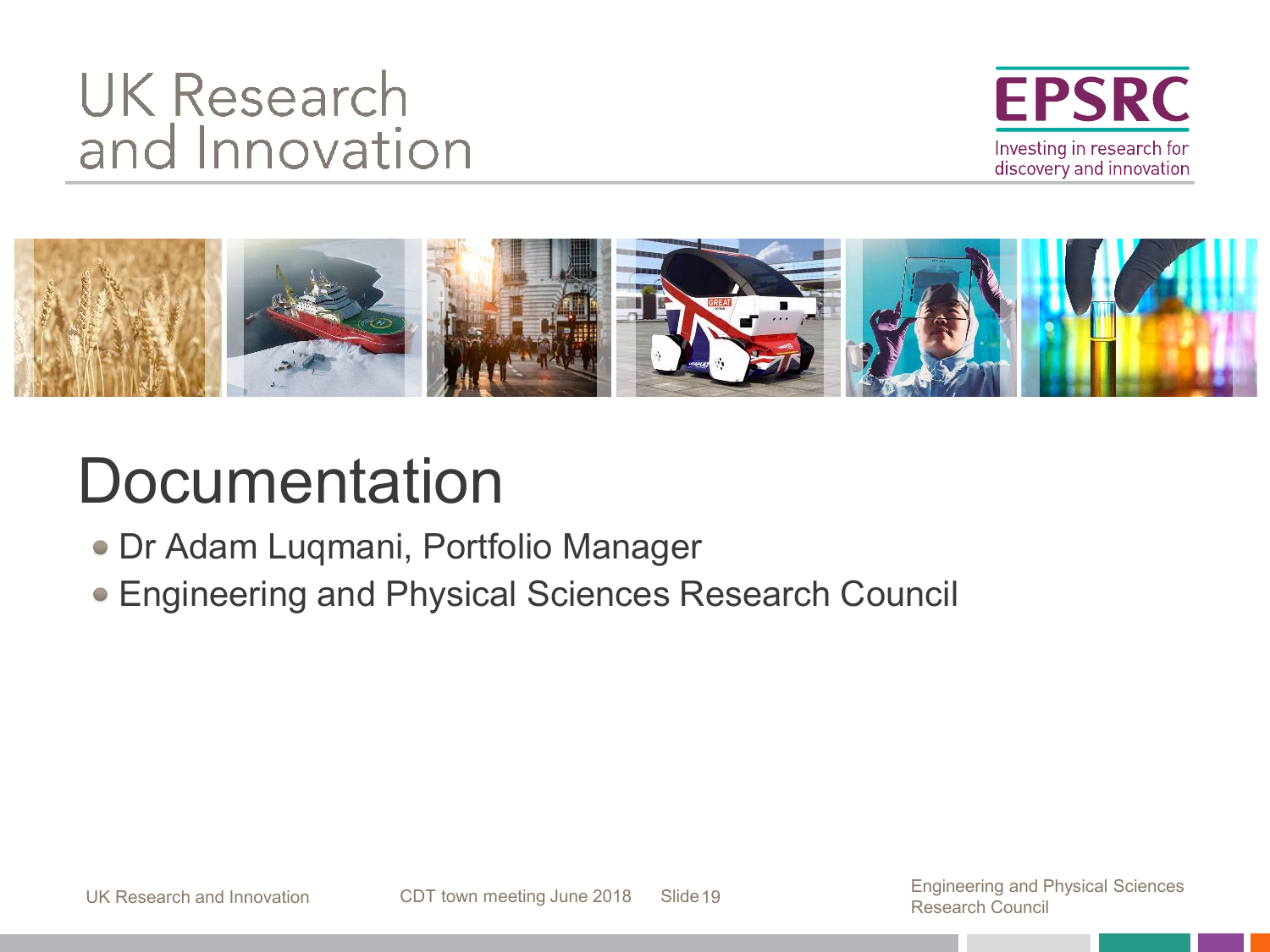# Documentation

- Dr Adam Luqmani, Portfolio Manager
- Engineering and Physical Sciences Research Council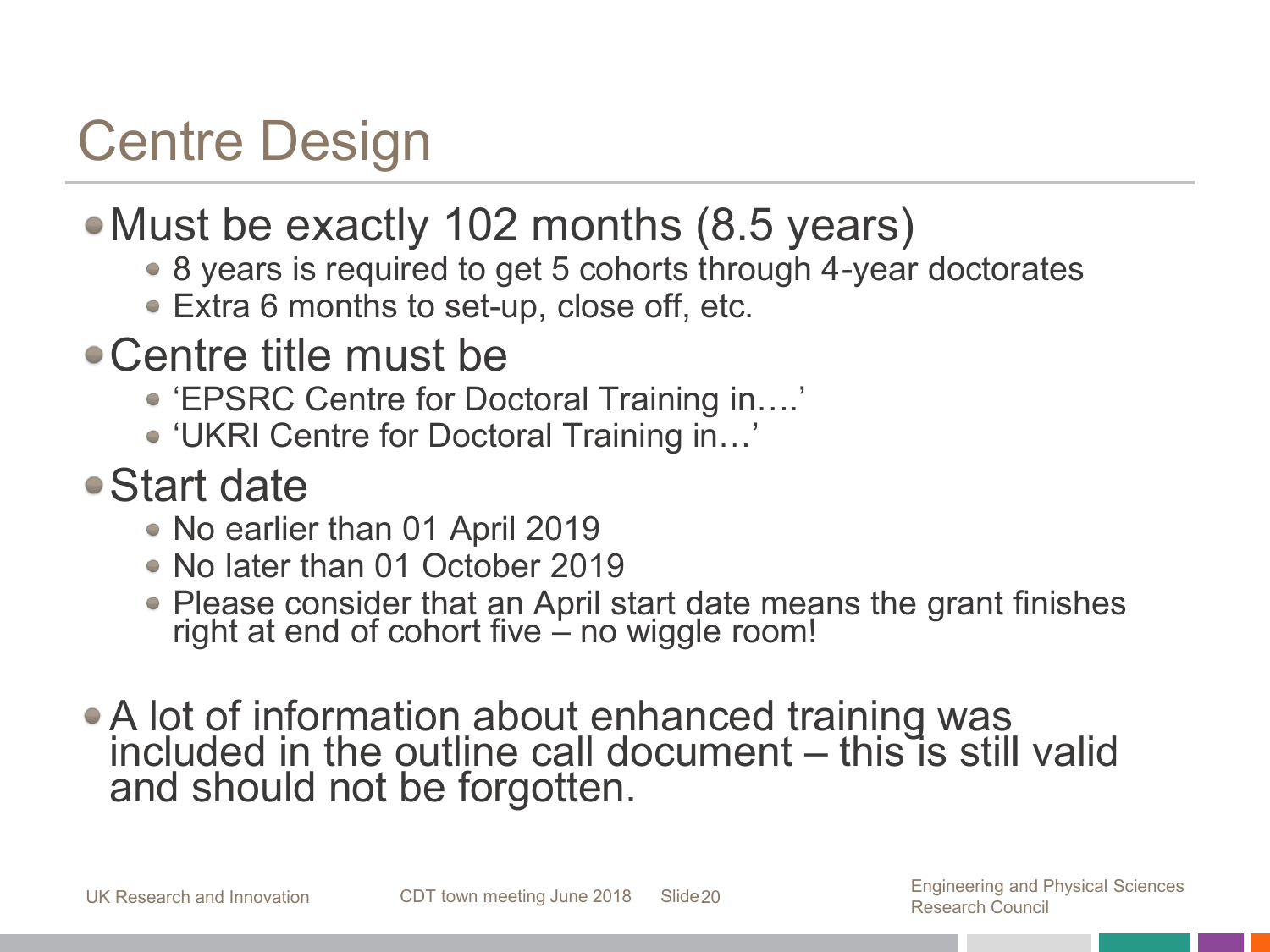# Centre Design

- Must be exactly 102 months (8.5 years)
  - 8 years is required to get 5 cohorts through 4-year doctorates
  - Extra 6 months to set-up, close off, etc.
- Centre title must be
  - 'EPSRC Centre for Doctoral Training in….'
  - 'UKRI Centre for Doctoral Training in…'
- Start date
  - No earlier than 01 April 2019
  - No later than 01 October 2019
  - Please consider that an April start date means the grant finishes right at end of cohort five – no wiggle room!
- A lot of information about enhanced training was included in the outline call document – this is still valid and should not be forgotten.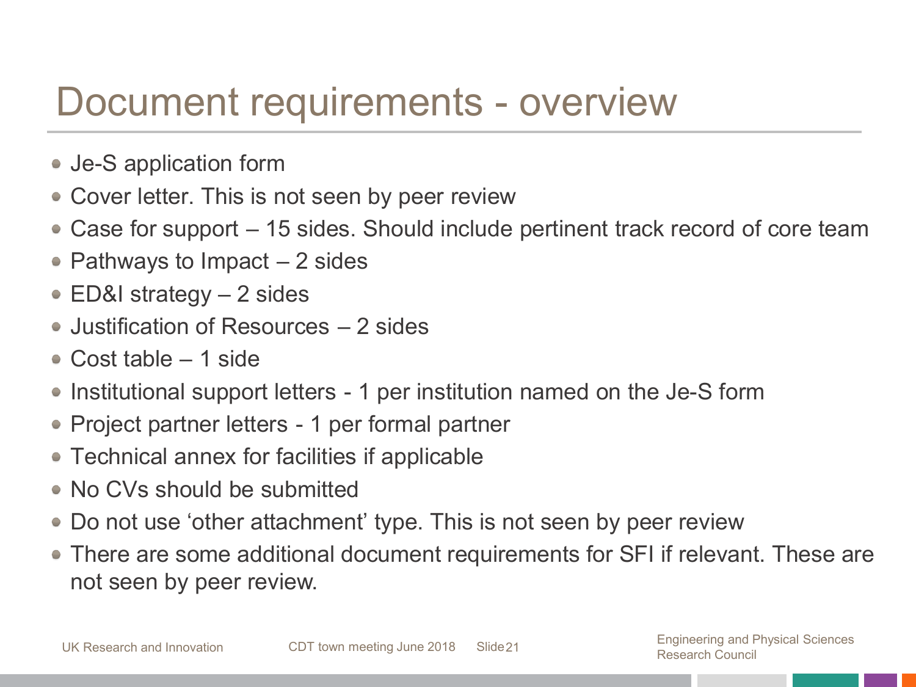# Document requirements - overview

- Je-S application form
- Cover letter. This is not seen by peer review
- Case for support – 15 sides. Should include pertinent track record of core team
- Pathways to Impact – 2 sides
- ED&I strategy – 2 sides
- Justification of Resources – 2 sides
- Cost table – 1 side
- Institutional support letters - 1 per institution named on the Je-S form
- Project partner letters - 1 per formal partner
- Technical annex for facilities if applicable
- No CVs should be submitted
- Do not use 'other attachment' type. This is not seen by peer review
- There are some additional document requirements for SFI if relevant. These are not seen by peer review.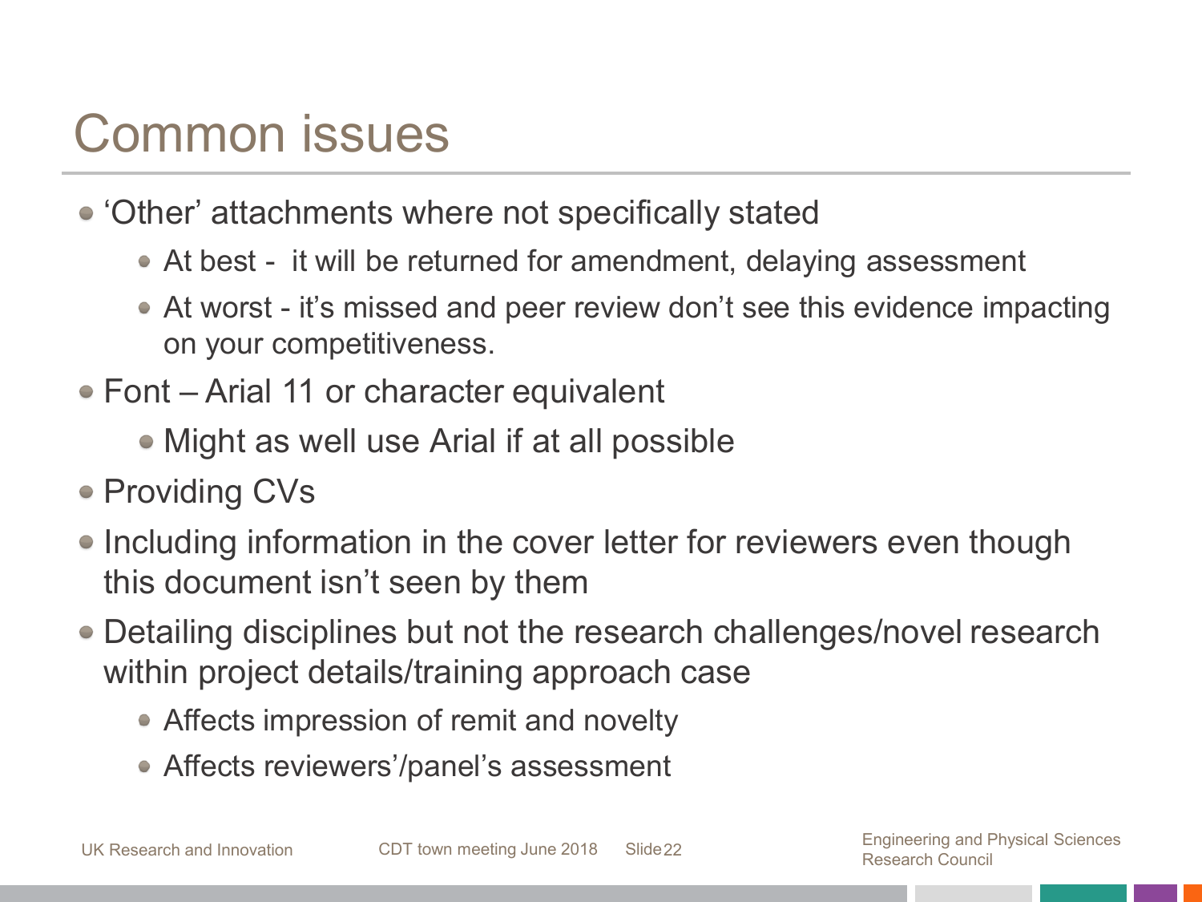# Common issues

- 'Other' attachments where not specifically stated
  - At best -  it will be returned for amendment, delaying assessment
  - At worst - it's missed and peer review don't see this evidence impacting on your competitiveness.
- Font – Arial 11 or character equivalent
  - Might as well use Arial if at all possible
- Providing CVs
- Including information in the cover letter for reviewers even though this document isn't seen by them
- Detailing disciplines but not the research challenges/novel research within project details/training approach case
  - Affects impression of remit and novelty
  - Affects reviewers'/panel's assessment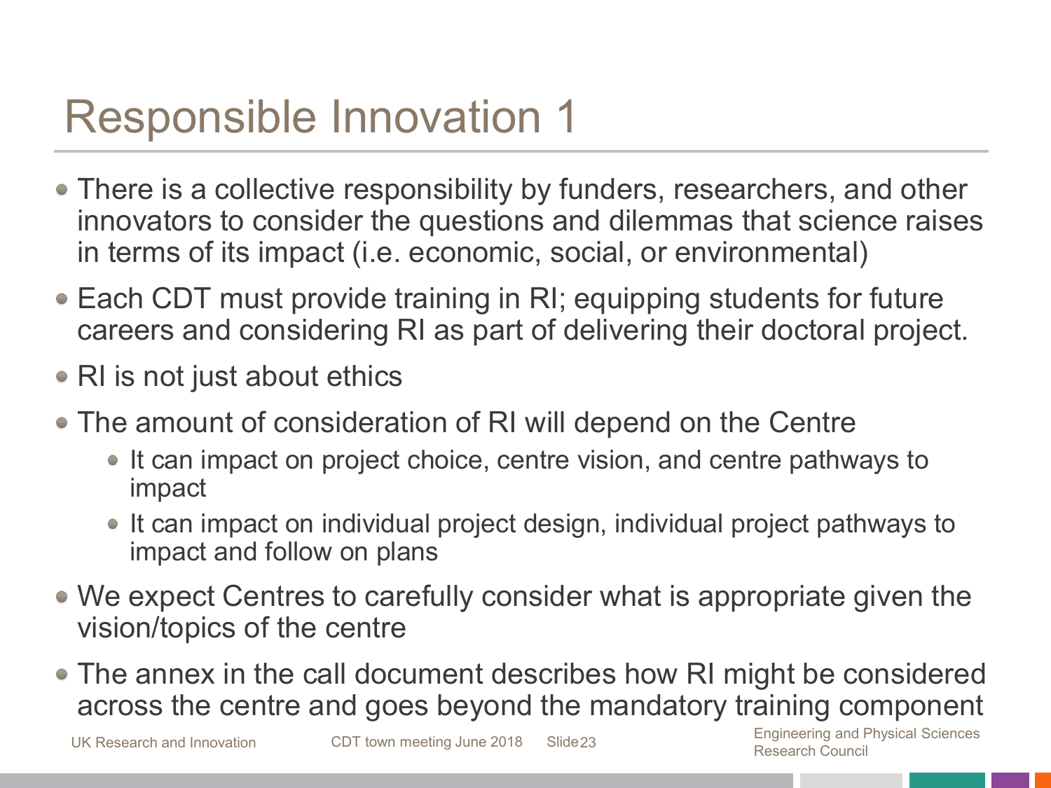# Responsible Innovation 1

- There is a collective responsibility by funders, researchers, and other innovators to consider the questions and dilemmas that science raises in terms of its impact (i.e. economic, social, or environmental)
- Each CDT must provide training in RI; equipping students for future careers and considering RI as part of delivering their doctoral project.
- RI is not just about ethics
- The amount of consideration of RI will depend on the Centre
  - It can impact on project choice, centre vision, and centre pathways to impact
  - It can impact on individual project design, individual project pathways to impact and follow on plans
- We expect Centres to carefully consider what is appropriate given the vision/topics of the centre
- The annex in the call document describes how RI might be considered across the centre and goes beyond the mandatory training component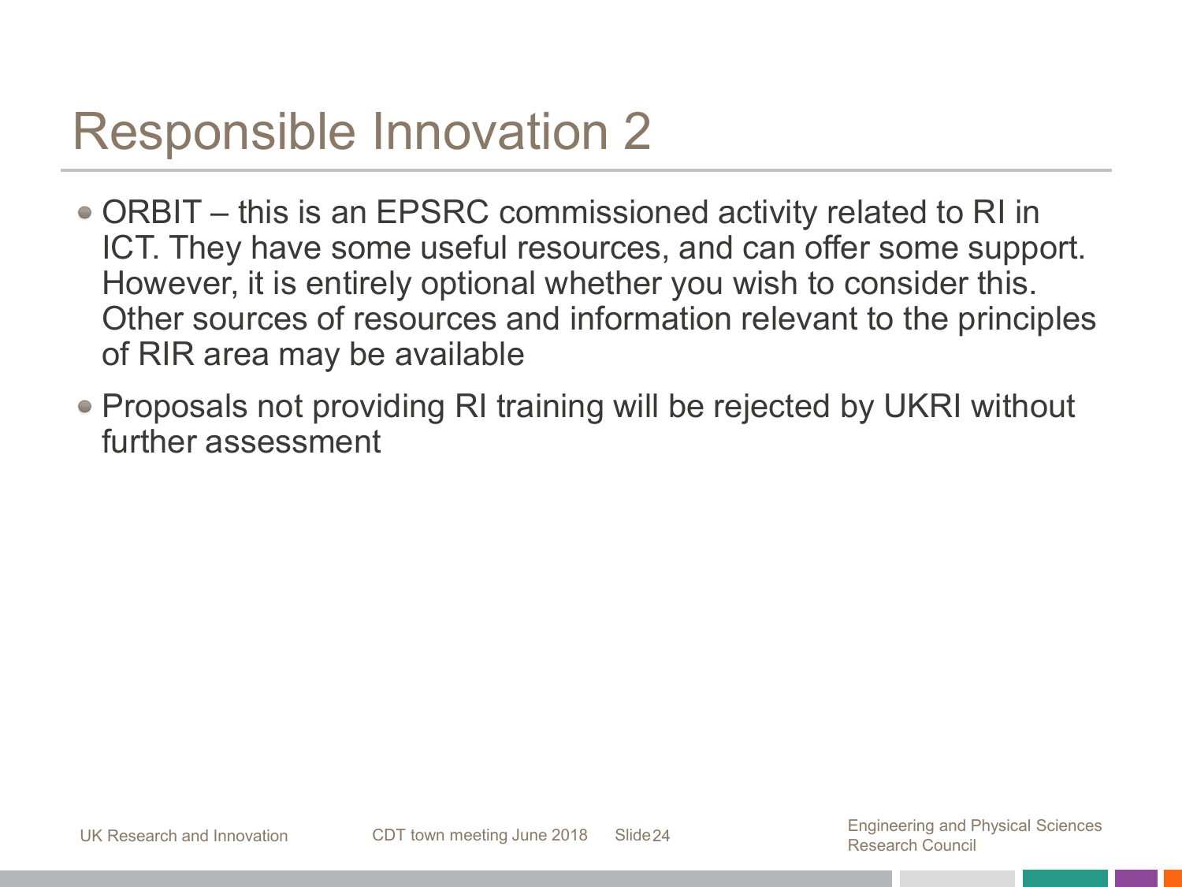# Responsible Innovation 2

- ORBIT – this is an EPSRC commissioned activity related to RI in ICT. They have some useful resources, and can offer some support. However, it is entirely optional whether you wish to consider this. Other sources of resources and information relevant to the principles of RIR area may be available
- Proposals not providing RI training will be rejected by UKRI without further assessment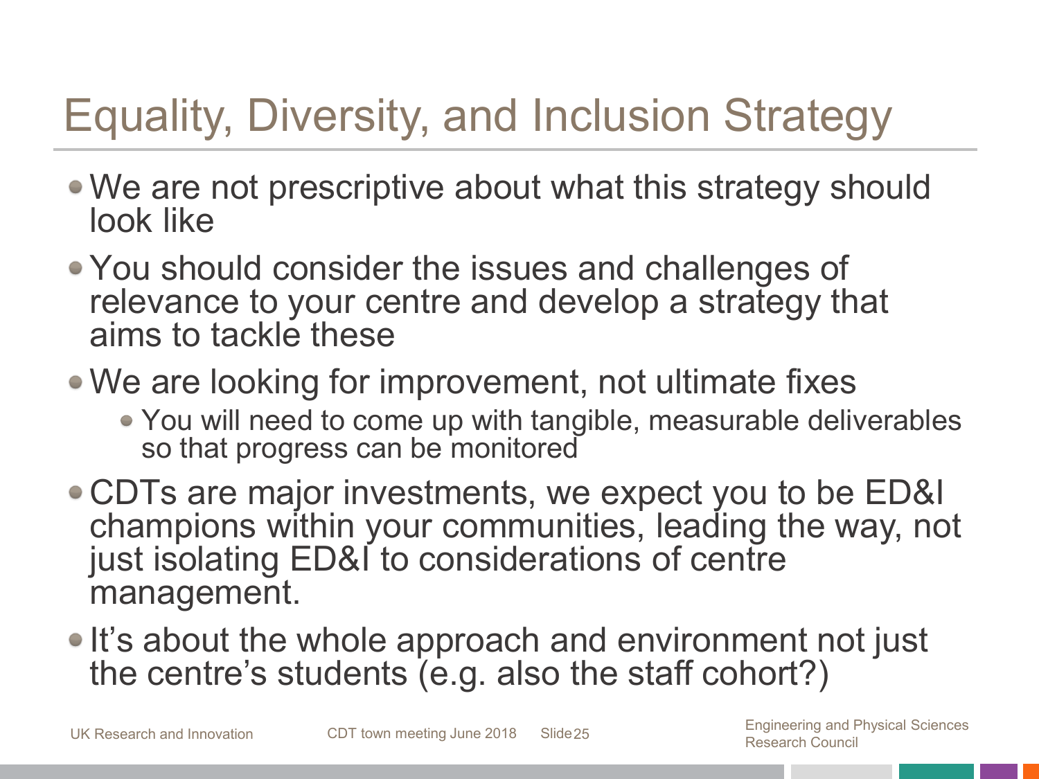# Equality, Diversity, and Inclusion Strategy

- We are not prescriptive about what this strategy should look like
- You should consider the issues and challenges of relevance to your centre and develop a strategy that aims to tackle these
- We are looking for improvement, not ultimate fixes
  - You will need to come up with tangible, measurable deliverables so that progress can be monitored
- CDTs are major investments, we expect you to be ED&I champions within your communities, leading the way, not just isolating ED&I to considerations of centre management.
- It's about the whole approach and environment not just the centre's students (e.g. also the staff cohort?)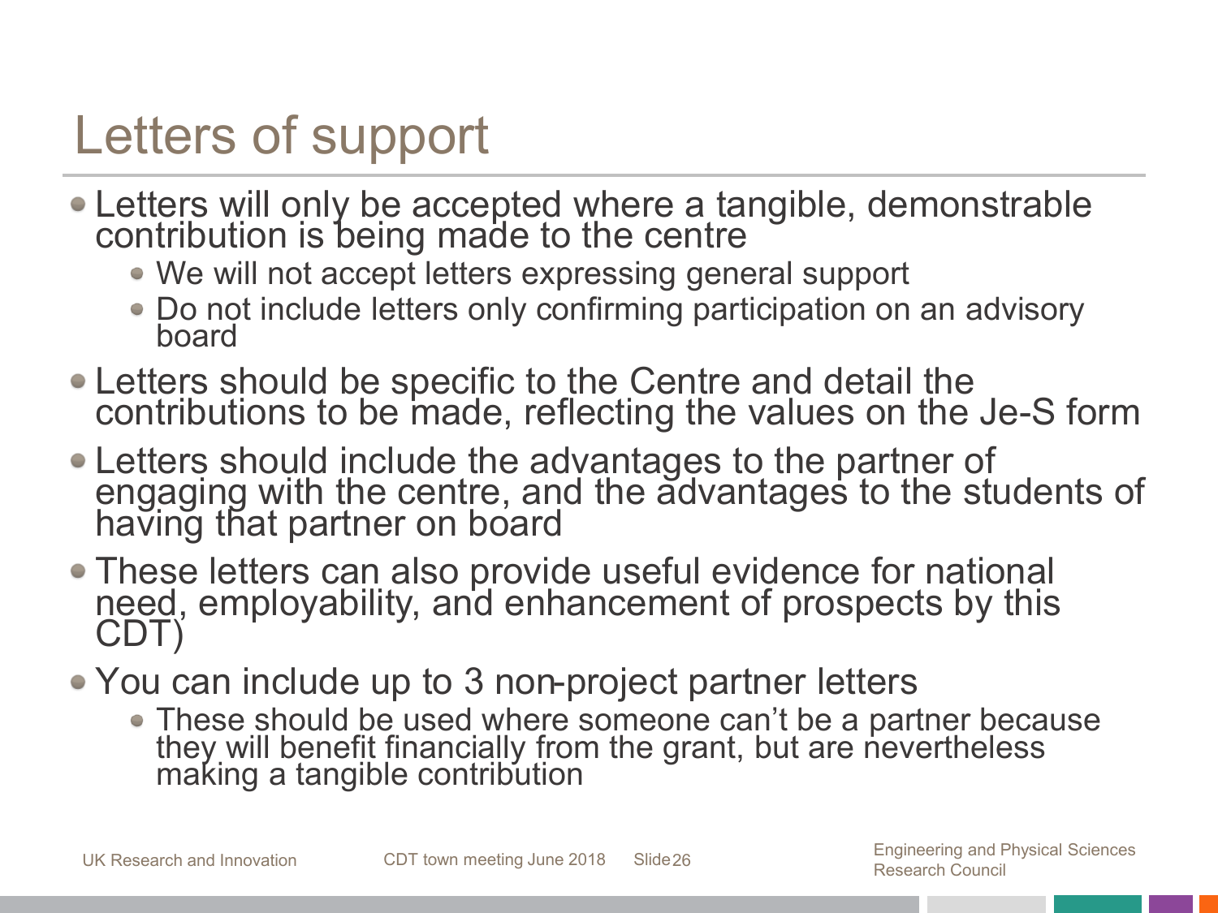# Letters of support

- Letters will only be accepted where a tangible, demonstrable contribution is being made to the centre
  - We will not accept letters expressing general support
  - Do not include letters only confirming participation on an advisory board
- Letters should be specific to the Centre and detail the contributions to be made, reflecting the values on the Je-S form
- Letters should include the advantages to the partner of engaging with the centre, and the advantages to the students of having that partner on board
- These letters can also provide useful evidence for national need, employability, and enhancement of prospects by this CDT)
- You can include up to 3 non-project partner letters
  - These should be used where someone can't be a partner because they will benefit financially from the grant, but are nevertheless making a tangible contribution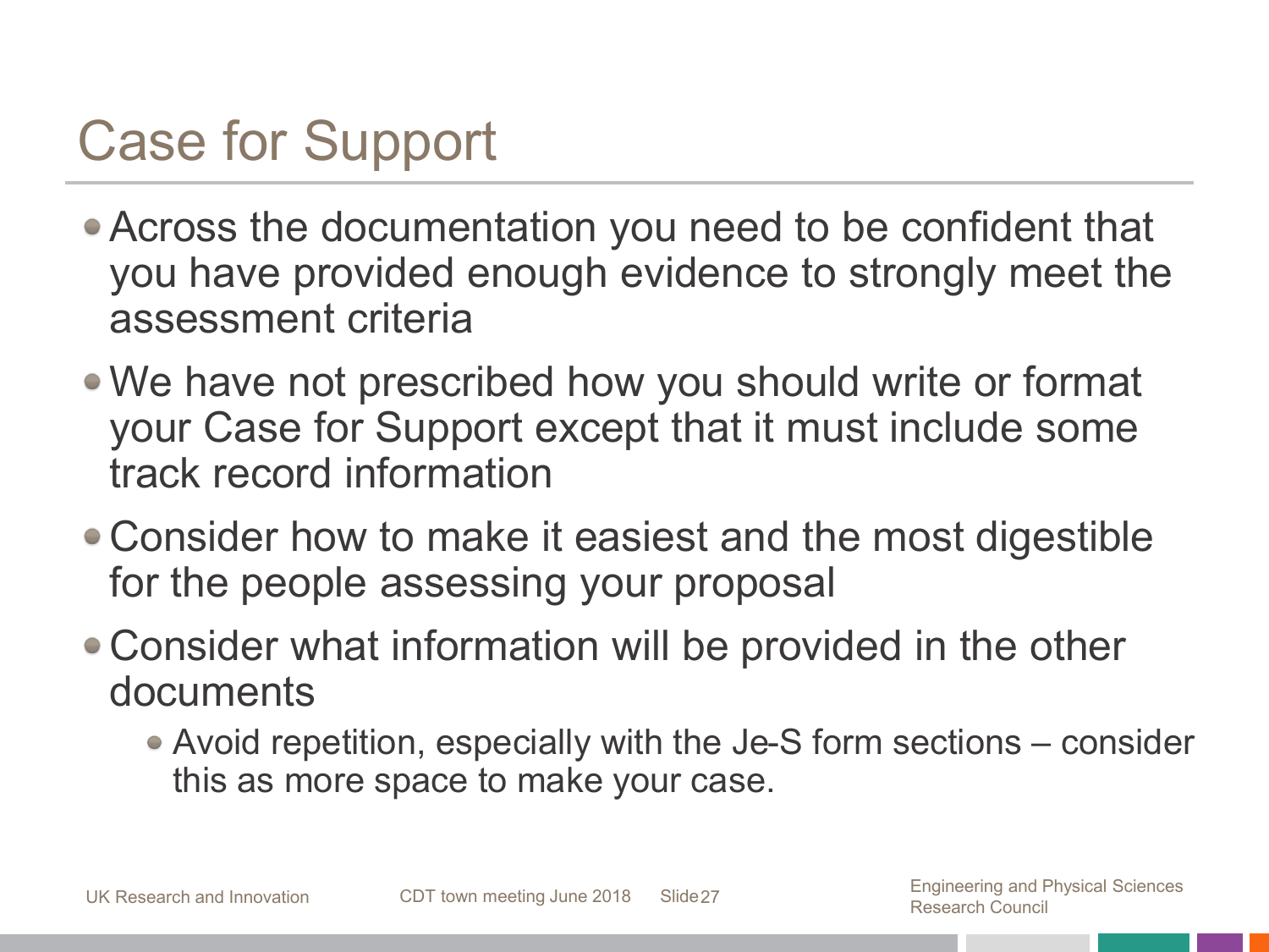# Case for Support

- Across the documentation you need to be confident that you have provided enough evidence to strongly meet the assessment criteria
- We have not prescribed how you should write or format your Case for Support except that it must include some track record information
- Consider how to make it easiest and the most digestible for the people assessing your proposal
- Consider what information will be provided in the other documents
  - Avoid repetition, especially with the Je-S form sections – consider this as more space to make your case.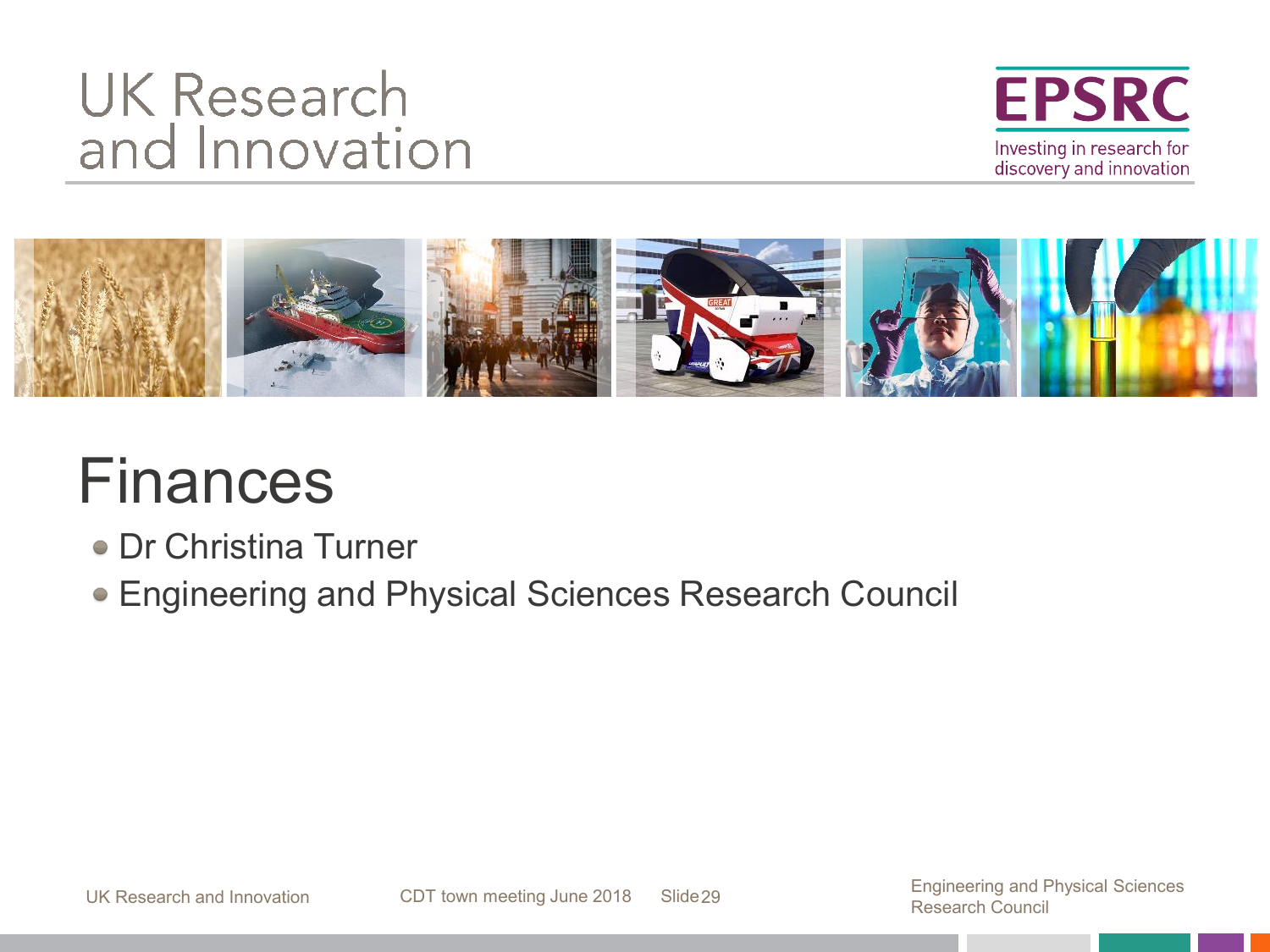UK Research and Innovation

EPSRC

Investing in research for discovery and innovation

# Finances

- Dr Christina Turner
- Engineering and Physical Sciences Research Council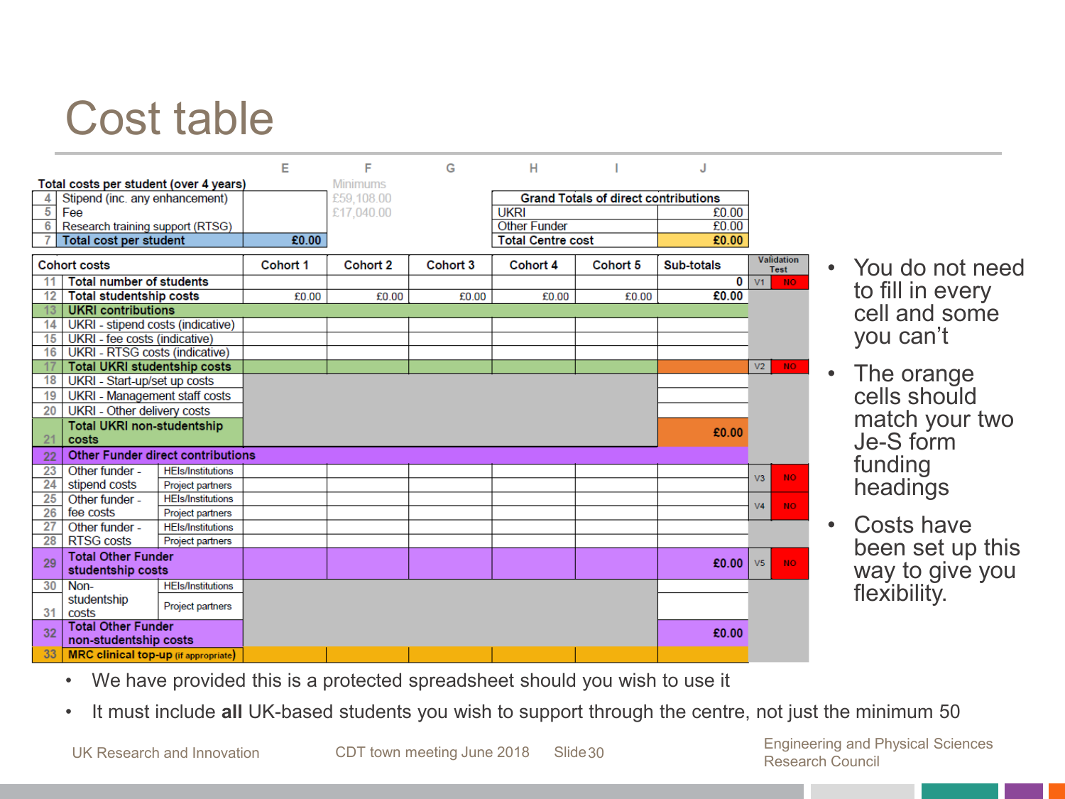# Cost table

| | Total costs per student (over 4 years) | E | F (Minimums) |
|---|---|---|---|
| 4 | Stipend (inc. any enhancement) | | £59,108.00 |
| 5 | Fee | | £17,040.00 |
| 6 | Research training support (RTSG) | | |
| 7 | **Total cost per student** | **£0.00** | |

| Grand Totals of direct contributions | |
|---|---|
| UKRI | £0.00 |
| Other Funder | £0.00 |
| **Total Centre cost** | **£0.00** |

| | Cohort costs | | Cohort 1 | Cohort 2 | Cohort 3 | Cohort 4 | Cohort 5 | Sub-totals | Validation Test | |
|---|---|---|---|---|---|---|---|---|---|---|
| 11 | **Total number of students** | | | | | | | **0** | V1 | NO |
| 12 | **Total studentship costs** | | £0.00 | £0.00 | £0.00 | £0.00 | £0.00 | **£0.00** | | |
| 13 | **UKRI contributions** | | | | | | | | | |
| 14 | UKRI - stipend costs (indicative) | | | | | | | | | |
| 15 | UKRI - fee costs (indicative) | | | | | | | | | |
| 16 | UKRI - RTSG costs (indicative) | | | | | | | | | |
| 17 | **Total UKRI studentship costs** | | | | | | | | V2 | NO |
| 18 | UKRI - Start-up/set up costs | | | | | | | | | |
| 19 | UKRI - Management staff costs | | | | | | | | | |
| 20 | UKRI - Other delivery costs | | | | | | | | | |
| 21 | **Total UKRI non-studentship costs** | | | | | | | **£0.00** | | |
| 22 | **Other Funder direct contributions** | | | | | | | | | |
| 23 | Other funder - stipend costs | HEIs/Institutions | | | | | | | V3 | NO |
| 24 | | Project partners | | | | | | | | |
| 25 | Other funder - fee costs | HEIs/Institutions | | | | | | | V4 | NO |
| 26 | | Project partners | | | | | | | | |
| 27 | Other funder - RTSG costs | HEIs/Institutions | | | | | | | | |
| 28 | | Project partners | | | | | | | | |
| 29 | **Total Other Funder studentship costs** | | | | | | | **£0.00** | V5 | NO |
| 30 | Non-studentship costs | HEIs/Institutions | | | | | | | | |
| 31 | | Project partners | | | | | | | | |
| 32 | **Total Other Funder non-studentship costs** | | | | | | | **£0.00** | | |
| 33 | **MRC clinical top-up** (if appropriate) | | | | | | | | | |

- You do not need to fill in every cell and some you can't
- The orange cells should match your two Je-S form funding headings
- Costs have been set up this way to give you flexibility.

- We have provided this is a protected spreadsheet should you wish to use it
- It must include **all** UK-based students you wish to support through the centre, not just the minimum 50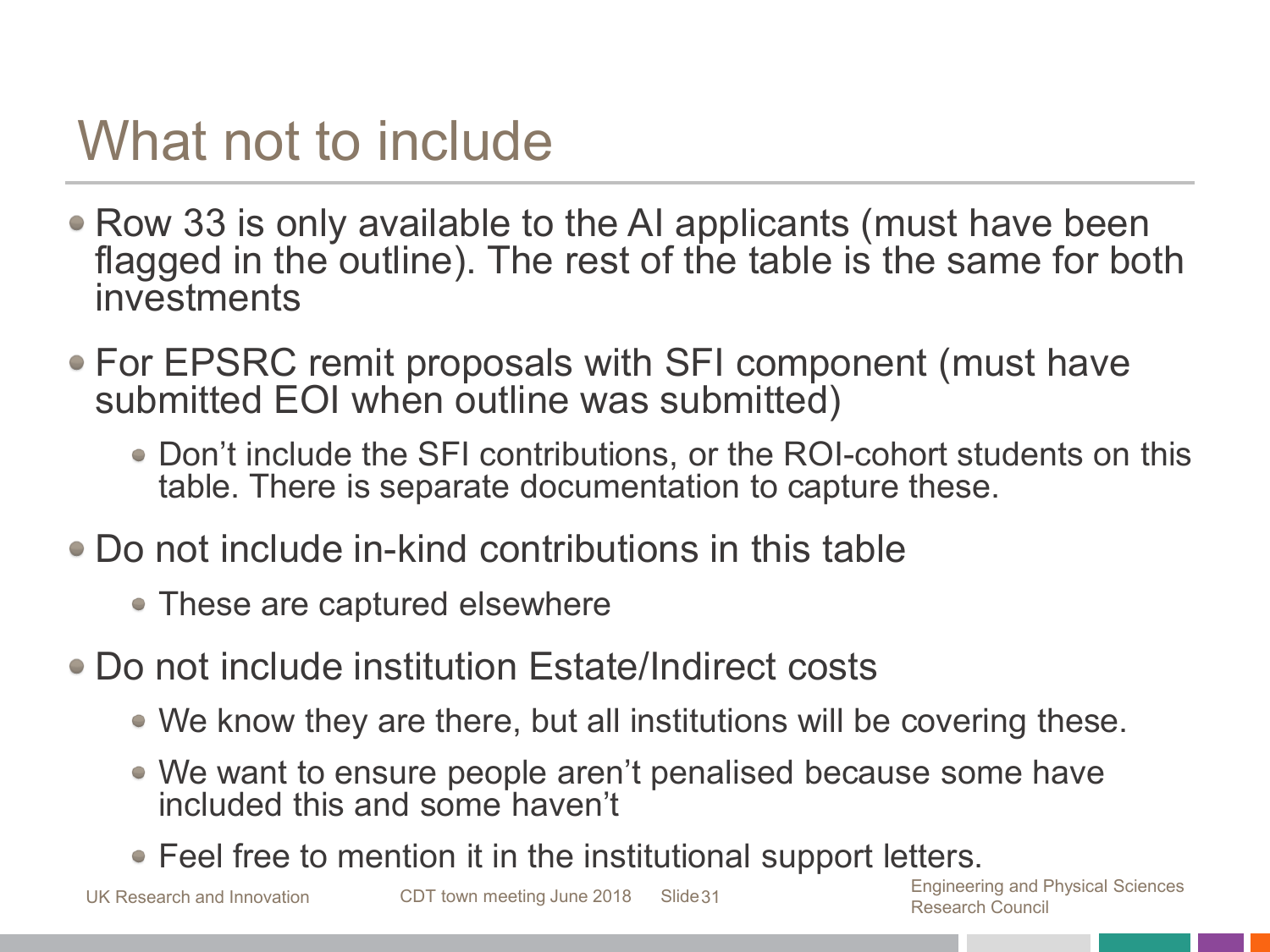# What not to include

- Row 33 is only available to the AI applicants (must have been flagged in the outline). The rest of the table is the same for both investments
- For EPSRC remit proposals with SFI component (must have submitted EOI when outline was submitted)
  - Don't include the SFI contributions, or the ROI-cohort students on this table. There is separate documentation to capture these.
- Do not include in-kind contributions in this table
  - These are captured elsewhere
- Do not include institution Estate/Indirect costs
  - We know they are there, but all institutions will be covering these.
  - We want to ensure people aren't penalised because some have included this and some haven't
  - Feel free to mention it in the institutional support letters.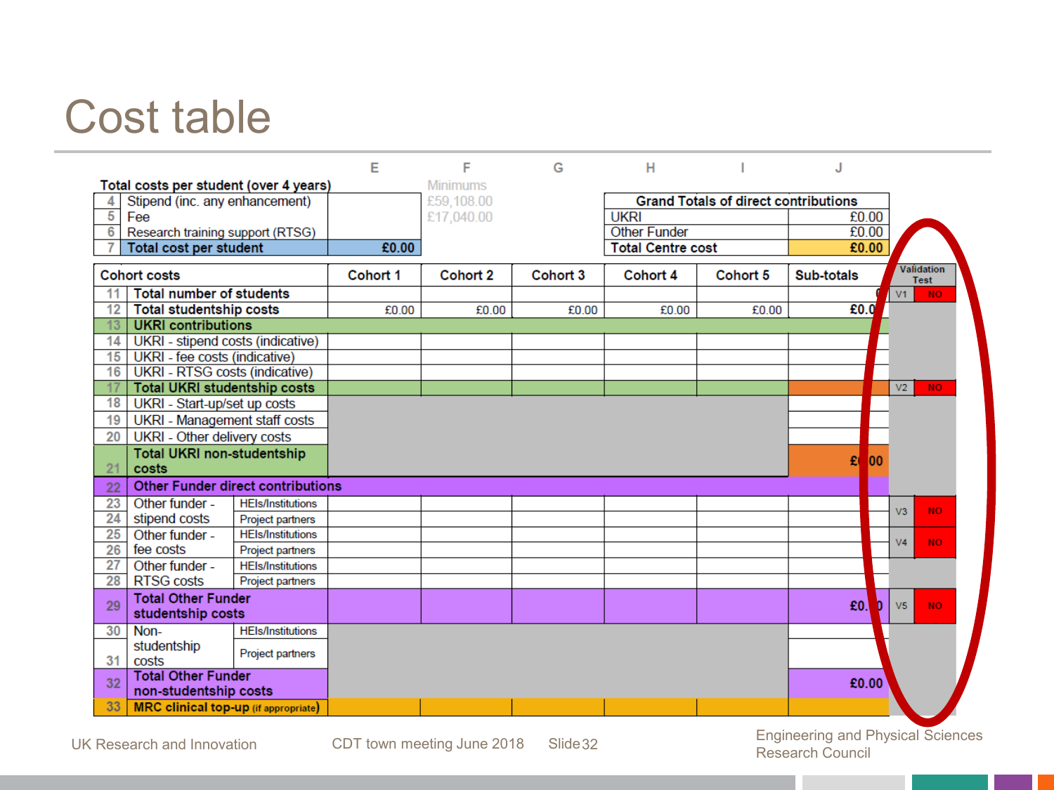# Cost table

| | Total costs per student (over 4 years) | E | F (Minimums) |
|---|---|---|---|
| 4 | Stipend (inc. any enhancement) | | £59,108.00 |
| 5 | Fee | | £17,040.00 |
| 6 | Research training support (RTSG) | | |
| 7 | Total cost per student | £0.00 | |

| Grand Totals of direct contributions | |
|---|---|
| UKRI | £0.00 |
| Other Funder | £0.00 |
| Total Centre cost | £0.00 |

| | Cohort costs | | Cohort 1 | Cohort 2 | Cohort 3 | Cohort 4 | Cohort 5 | Sub-totals | Validation Test | |
|---|---|---|---|---|---|---|---|---|---|---|
| 11 | Total number of students | | | | | | | 0 | V1 | NO |
| 12 | Total studentship costs | | £0.00 | £0.00 | £0.00 | £0.00 | £0.00 | £0.00 | | |
| 13 | UKRI contributions | | | | | | | | | |
| 14 | UKRI - stipend costs (indicative) | | | | | | | | | |
| 15 | UKRI - fee costs (indicative) | | | | | | | | | |
| 16 | UKRI - RTSG costs (indicative) | | | | | | | | | |
| 17 | Total UKRI studentship costs | | | | | | | | V2 | NO |
| 18 | UKRI - Start-up/set up costs | | | | | | | | | |
| 19 | UKRI - Management staff costs | | | | | | | | | |
| 20 | UKRI - Other delivery costs | | | | | | | | | |
| 21 | Total UKRI non-studentship costs | | | | | | | £0.00 | | |
| 22 | Other Funder direct contributions | | | | | | | | | |
| 23 | Other funder - stipend costs | HEIs/Institutions | | | | | | | V3 | NO |
| 24 | | Project partners | | | | | | | | |
| 25 | Other funder - fee costs | HEIs/Institutions | | | | | | | V4 | NO |
| 26 | | Project partners | | | | | | | | |
| 27 | Other funder - RTSG costs | HEIs/Institutions | | | | | | | | |
| 28 | | Project partners | | | | | | | | |
| 29 | Total Other Funder studentship costs | | | | | | | £0.00 | V5 | NO |
| 30 | Non-studentship costs | HEIs/Institutions | | | | | | | | |
| 31 | | Project partners | | | | | | | | |
| 32 | Total Other Funder non-studentship costs | | | | | | | £0.00 | | |
| 33 | MRC clinical top-up (if appropriate) | | | | | | | | | |

UK Research and Innovation | CDT town meeting June 2018 | Engineering and Physical Sciences Research Council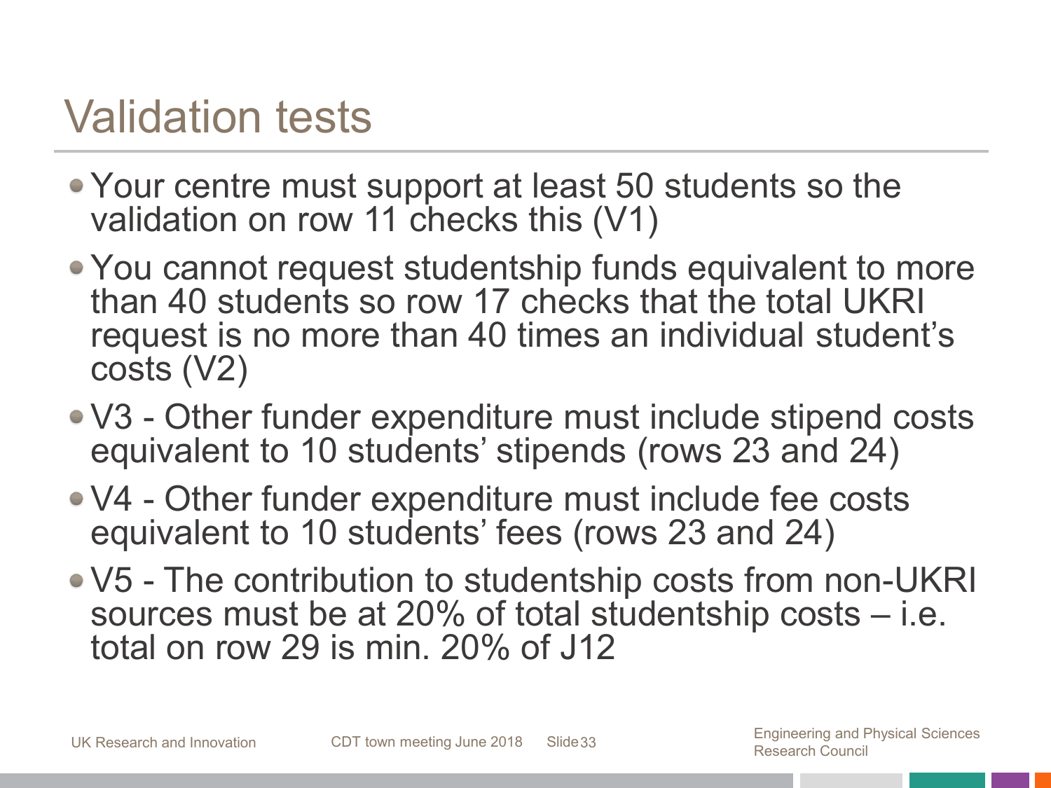# Validation tests

- Your centre must support at least 50 students so the validation on row 11 checks this (V1)
- You cannot request studentship funds equivalent to more than 40 students so row 17 checks that the total UKRI request is no more than 40 times an individual student's costs (V2)
- V3 - Other funder expenditure must include stipend costs equivalent to 10 students' stipends (rows 23 and 24)
- V4 - Other funder expenditure must include fee costs equivalent to 10 students' fees (rows 23 and 24)
- V5 - The contribution to studentship costs from non-UKRI sources must be at 20% of total studentship costs – i.e. total on row 29 is min. 20% of J12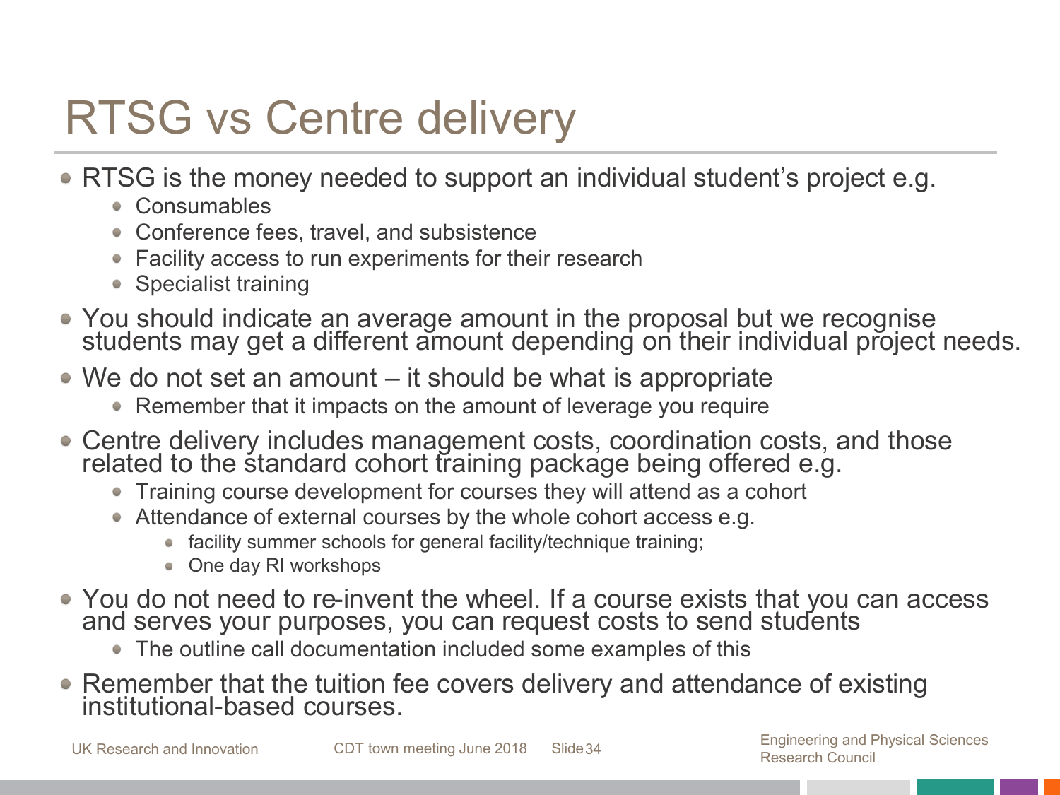# RTSG vs Centre delivery

- RTSG is the money needed to support an individual student's project e.g.
  - Consumables
  - Conference fees, travel, and subsistence
  - Facility access to run experiments for their research
  - Specialist training
- You should indicate an average amount in the proposal but we recognise students may get a different amount depending on their individual project needs.
- We do not set an amount – it should be what is appropriate
  - Remember that it impacts on the amount of leverage you require
- Centre delivery includes management costs, coordination costs, and those related to the standard cohort training package being offered e.g.
  - Training course development for courses they will attend as a cohort
  - Attendance of external courses by the whole cohort access e.g.
    - facility summer schools for general facility/technique training;
    - One day RI workshops
- You do not need to re-invent the wheel. If a course exists that you can access and serves your purposes, you can request costs to send students
  - The outline call documentation included some examples of this
- Remember that the tuition fee covers delivery and attendance of existing institutional-based courses.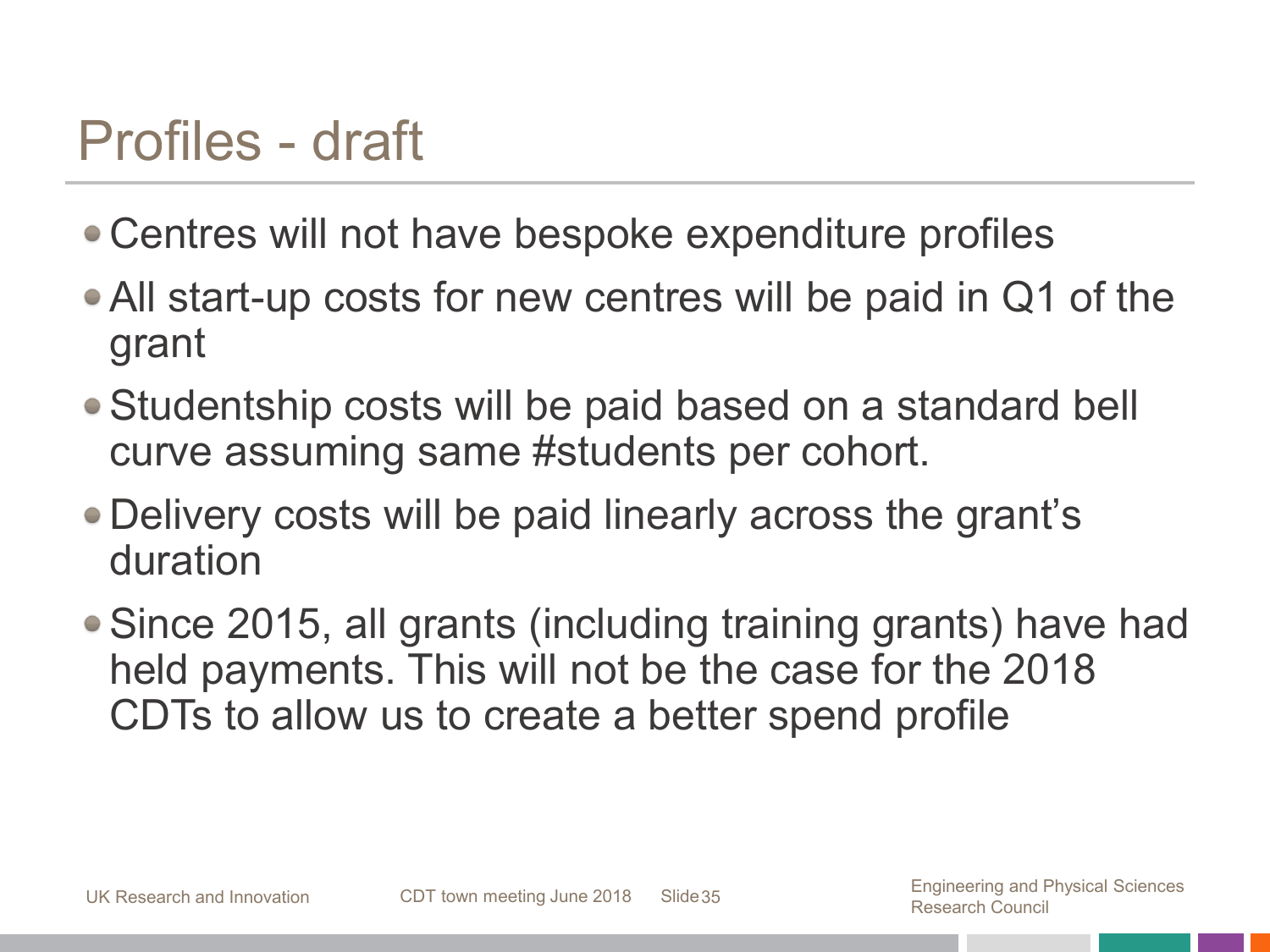# Profiles - draft

- Centres will not have bespoke expenditure profiles
- All start-up costs for new centres will be paid in Q1 of the grant
- Studentship costs will be paid based on a standard bell curve assuming same #students per cohort.
- Delivery costs will be paid linearly across the grant's duration
- Since 2015, all grants (including training grants) have had held payments. This will not be the case for the 2018 CDTs to allow us to create a better spend profile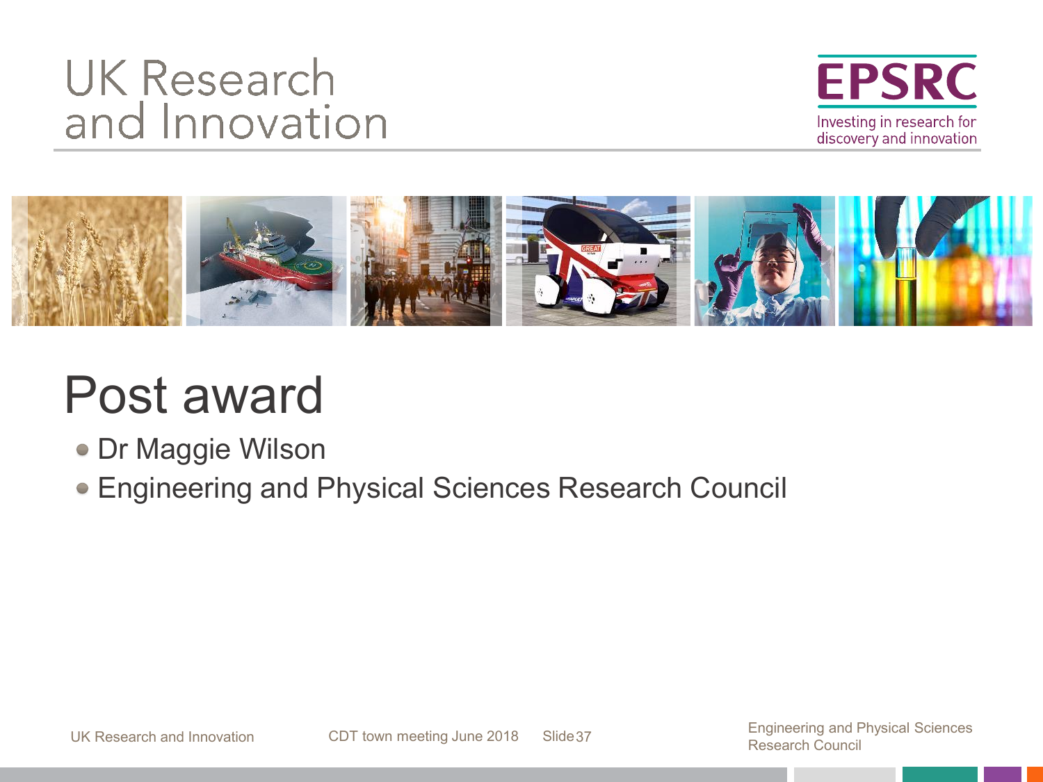UK Research and Innovation

EPSRC

Investing in research for discovery and innovation

# Post award

- Dr Maggie Wilson
- Engineering and Physical Sciences Research Council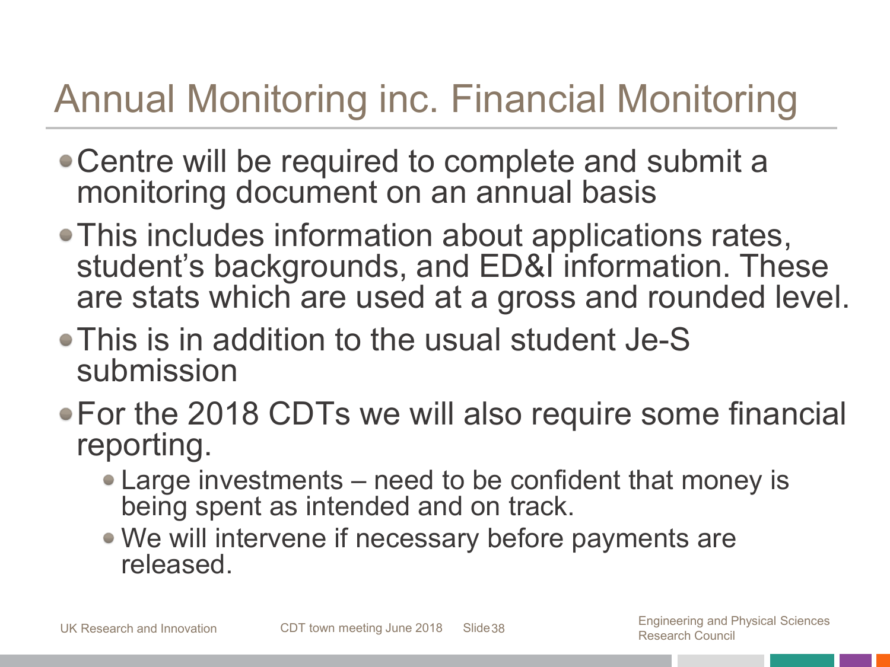# Annual Monitoring inc. Financial Monitoring

- Centre will be required to complete and submit a monitoring document on an annual basis
- This includes information about applications rates, student's backgrounds, and ED&I information. These are stats which are used at a gross and rounded level.
- This is in addition to the usual student Je-S submission
- For the 2018 CDTs we will also require some financial reporting.
  - Large investments – need to be confident that money is being spent as intended and on track.
  - We will intervene if necessary before payments are released.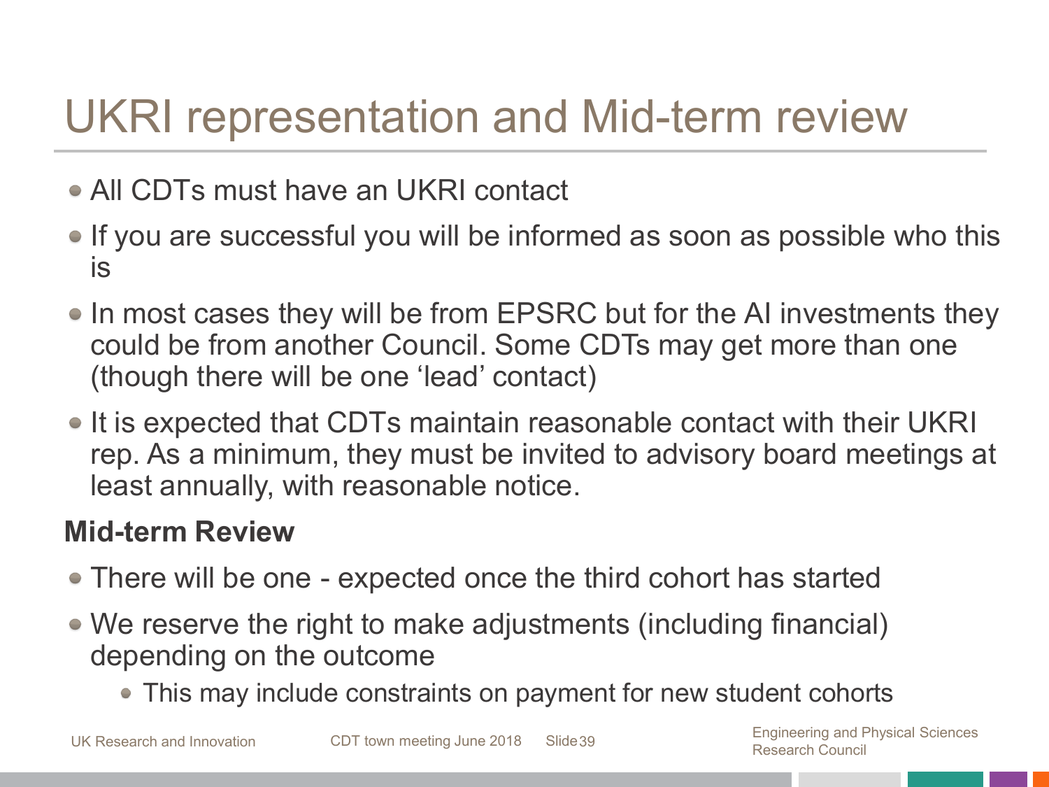# UKRI representation and Mid-term review

- All CDTs must have an UKRI contact
- If you are successful you will be informed as soon as possible who this is
- In most cases they will be from EPSRC but for the AI investments they could be from another Council. Some CDTs may get more than one (though there will be one 'lead' contact)
- It is expected that CDTs maintain reasonable contact with their UKRI rep. As a minimum, they must be invited to advisory board meetings at least annually, with reasonable notice.

**Mid-term Review**

- There will be one - expected once the third cohort has started
- We reserve the right to make adjustments (including financial) depending on the outcome
  - This may include constraints on payment for new student cohorts